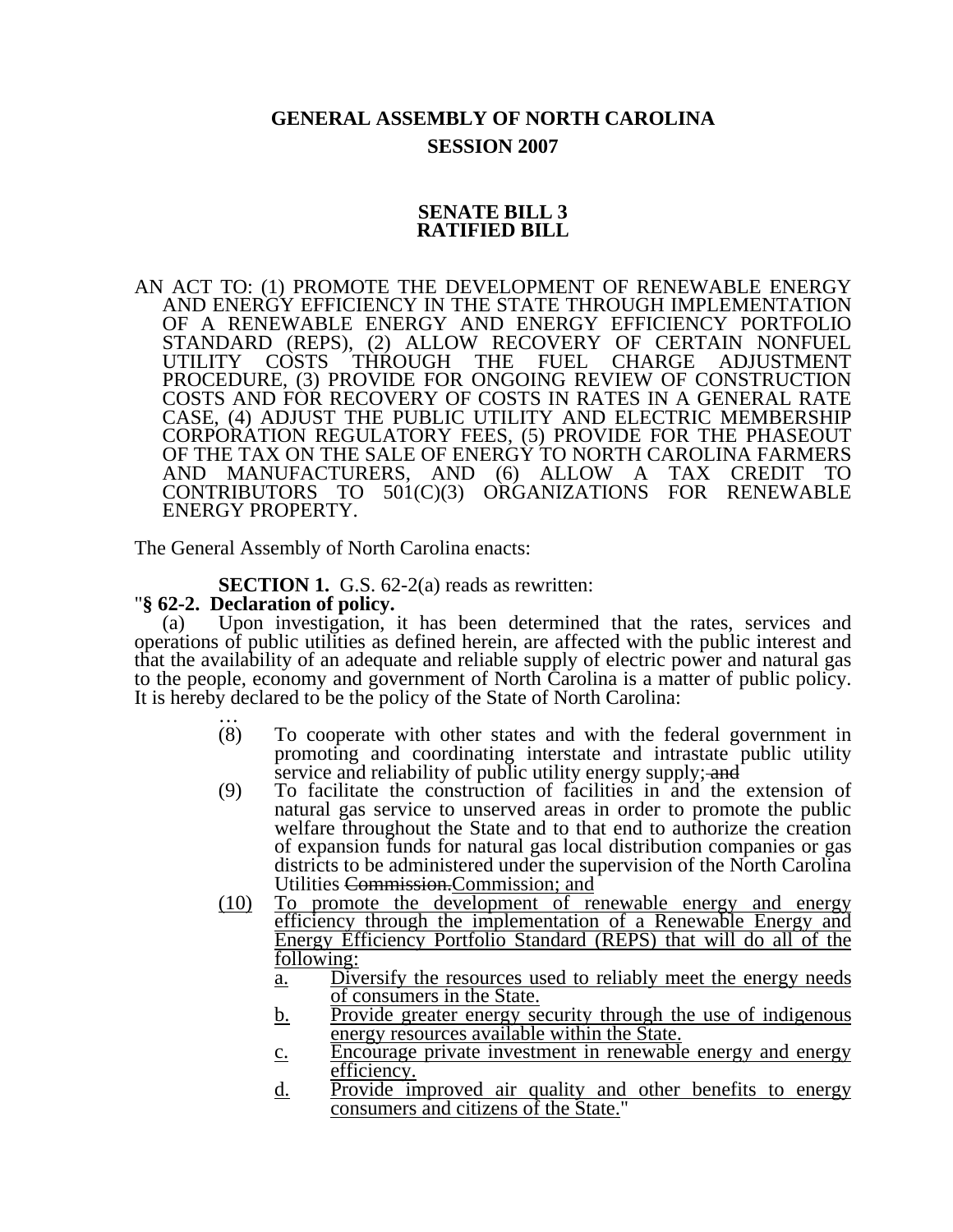# GENERAL ASSEMBLY OF NORTH CAROLINA
## SESSION 2007

### SENATE BILL 3
### RATIFIED BILL

AN ACT TO: (1) PROMOTE THE DEVELOPMENT OF RENEWABLE ENERGY AND ENERGY EFFICIENCY IN THE STATE THROUGH IMPLEMENTATION OF A RENEWABLE ENERGY AND ENERGY EFFICIENCY PORTFOLIO STANDARD (REPS), (2) ALLOW RECOVERY OF CERTAIN NONFUEL UTILITY COSTS THROUGH THE FUEL CHARGE ADJUSTMENT PROCEDURE, (3) PROVIDE FOR ONGOING REVIEW OF CONSTRUCTION COSTS AND FOR RECOVERY OF COSTS IN RATES IN A GENERAL RATE CASE, (4) ADJUST THE PUBLIC UTILITY AND ELECTRIC MEMBERSHIP CORPORATION REGULATORY FEES, (5) PROVIDE FOR THE PHASEOUT OF THE TAX ON THE SALE OF ENERGY TO NORTH CAROLINA FARMERS AND MANUFACTURERS, AND (6) ALLOW A TAX CREDIT TO CONTRIBUTORS TO 501(C)(3) ORGANIZATIONS FOR RENEWABLE ENERGY PROPERTY.

The General Assembly of North Carolina enacts:

**SECTION 1.** G.S. 62-2(a) reads as rewritten:

"**§ 62-2. Declaration of policy.**

(a) Upon investigation, it has been determined that the rates, services and operations of public utilities as defined herein, are affected with the public interest and that the availability of an adequate and reliable supply of electric power and natural gas to the people, economy and government of North Carolina is a matter of public policy. It is hereby declared to be the policy of the State of North Carolina:

…

(8) To cooperate with other states and with the federal government in promoting and coordinating interstate and intrastate public utility service and reliability of public utility energy supply; ~~and~~

(9) To facilitate the construction of facilities in and the extension of natural gas service to unserved areas in order to promote the public welfare throughout the State and to that end to authorize the creation of expansion funds for natural gas local distribution companies or gas districts to be administered under the supervision of the North Carolina Utilities ~~Commission.~~<u>Commission; and</u>

<u>(10) To promote the development of renewable energy and energy efficiency through the implementation of a Renewable Energy and Energy Efficiency Portfolio Standard (REPS) that will do all of the following:</u>

<u>a. Diversify the resources used to reliably meet the energy needs of consumers in the State.</u>

<u>b. Provide greater energy security through the use of indigenous energy resources available within the State.</u>

<u>c. Encourage private investment in renewable energy and energy efficiency.</u>

<u>d. Provide improved air quality and other benefits to energy consumers and citizens of the State.</u>"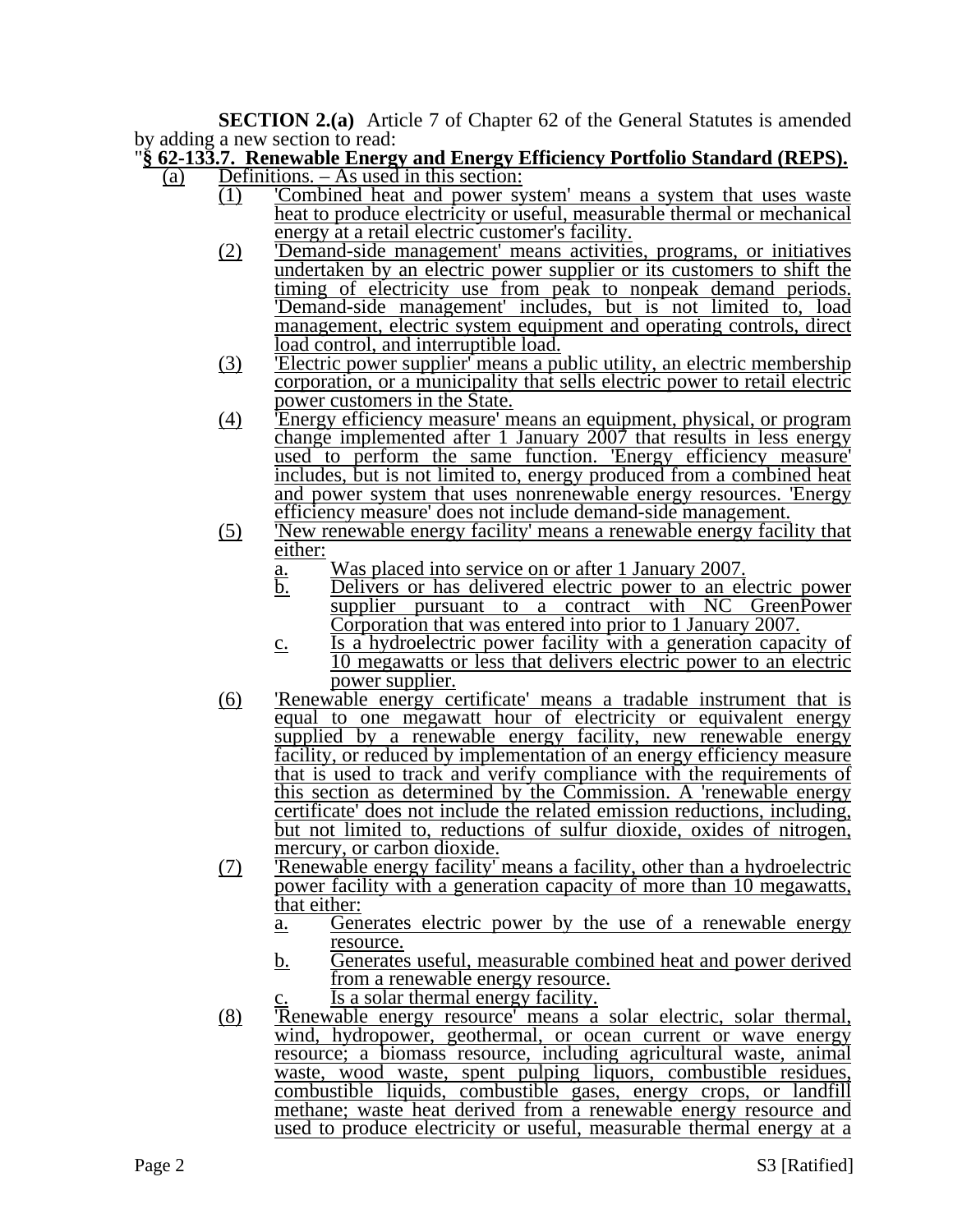**SECTION 2.(a)** Article 7 of Chapter 62 of the General Statutes is amended by adding a new section to read:

"**§ 62-133.7. Renewable Energy and Energy Efficiency Portfolio Standard (REPS).**

(a) Definitions. – As used in this section:

(1) 'Combined heat and power system' means a system that uses waste heat to produce electricity or useful, measurable thermal or mechanical energy at a retail electric customer's facility.

(2) 'Demand-side management' means activities, programs, or initiatives undertaken by an electric power supplier or its customers to shift the timing of electricity use from peak to nonpeak demand periods. 'Demand-side management' includes, but is not limited to, load management, electric system equipment and operating controls, direct load control, and interruptible load.

(3) 'Electric power supplier' means a public utility, an electric membership corporation, or a municipality that sells electric power to retail electric power customers in the State.

(4) 'Energy efficiency measure' means an equipment, physical, or program change implemented after 1 January 2007 that results in less energy used to perform the same function. 'Energy efficiency measure' includes, but is not limited to, energy produced from a combined heat and power system that uses nonrenewable energy resources. 'Energy efficiency measure' does not include demand-side management.

(5) 'New renewable energy facility' means a renewable energy facility that either:

a. Was placed into service on or after 1 January 2007.

b. Delivers or has delivered electric power to an electric power supplier pursuant to a contract with NC GreenPower Corporation that was entered into prior to 1 January 2007.

c. Is a hydroelectric power facility with a generation capacity of 10 megawatts or less that delivers electric power to an electric power supplier.

(6) 'Renewable energy certificate' means a tradable instrument that is equal to one megawatt hour of electricity or equivalent energy supplied by a renewable energy facility, new renewable energy facility, or reduced by implementation of an energy efficiency measure that is used to track and verify compliance with the requirements of this section as determined by the Commission. A 'renewable energy certificate' does not include the related emission reductions, including, but not limited to, reductions of sulfur dioxide, oxides of nitrogen, mercury, or carbon dioxide.

(7) 'Renewable energy facility' means a facility, other than a hydroelectric power facility with a generation capacity of more than 10 megawatts, that either:

a. Generates electric power by the use of a renewable energy resource.

b. Generates useful, measurable combined heat and power derived from a renewable energy resource.

c. Is a solar thermal energy facility.

(8) 'Renewable energy resource' means a solar electric, solar thermal, wind, hydropower, geothermal, or ocean current or wave energy resource; a biomass resource, including agricultural waste, animal waste, wood waste, spent pulping liquors, combustible residues, combustible liquids, combustible gases, energy crops, or landfill methane; waste heat derived from a renewable energy resource and used to produce electricity or useful, measurable thermal energy at a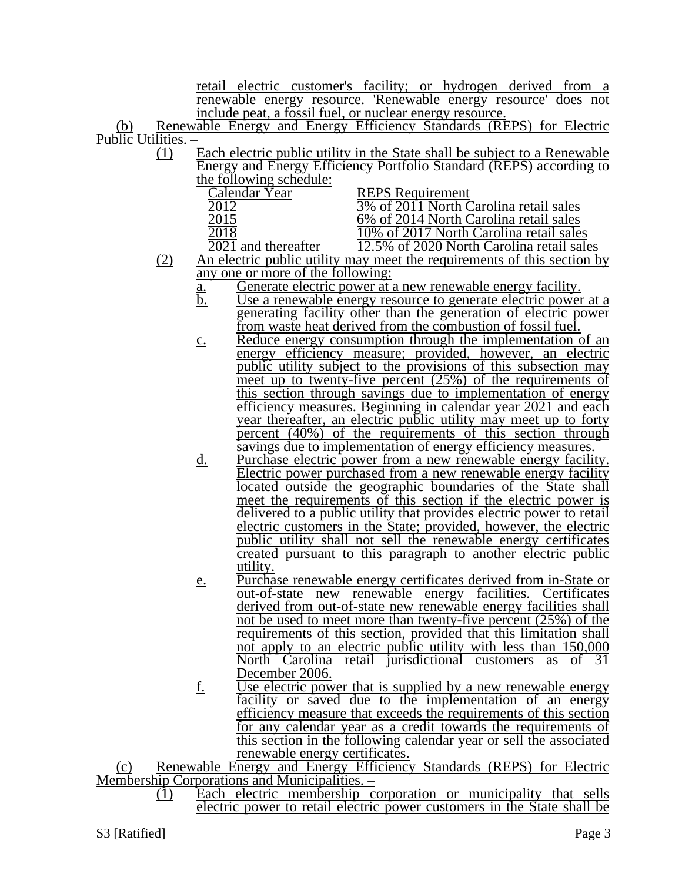retail electric customer's facility; or hydrogen derived from a renewable energy resource. 'Renewable energy resource' does not include peat, a fossil fuel, or nuclear energy resource.

(b) Renewable Energy and Energy Efficiency Standards (REPS) for Electric Public Utilities. –

(1) Each electric public utility in the State shall be subject to a Renewable Energy and Energy Efficiency Portfolio Standard (REPS) according to the following schedule:

| Calendar Year | REPS Requirement |
| --- | --- |
| 2012 | 3% of 2011 North Carolina retail sales |
| 2015 | 6% of 2014 North Carolina retail sales |
| 2018 | 10% of 2017 North Carolina retail sales |
| 2021 and thereafter | 12.5% of 2020 North Carolina retail sales |

(2) An electric public utility may meet the requirements of this section by any one or more of the following:

a. Generate electric power at a new renewable energy facility.

b. Use a renewable energy resource to generate electric power at a generating facility other than the generation of electric power from waste heat derived from the combustion of fossil fuel.

c. Reduce energy consumption through the implementation of an energy efficiency measure; provided, however, an electric public utility subject to the provisions of this subsection may meet up to twenty-five percent (25%) of the requirements of this section through savings due to implementation of energy efficiency measures. Beginning in calendar year 2021 and each year thereafter, an electric public utility may meet up to forty percent (40%) of the requirements of this section through savings due to implementation of energy efficiency measures.

d. Purchase electric power from a new renewable energy facility. Electric power purchased from a new renewable energy facility located outside the geographic boundaries of the State shall meet the requirements of this section if the electric power is delivered to a public utility that provides electric power to retail electric customers in the State; provided, however, the electric public utility shall not sell the renewable energy certificates created pursuant to this paragraph to another electric public utility.

e. Purchase renewable energy certificates derived from in-State or out-of-state new renewable energy facilities. Certificates derived from out-of-state new renewable energy facilities shall not be used to meet more than twenty-five percent (25%) of the requirements of this section, provided that this limitation shall not apply to an electric public utility with less than 150,000 North Carolina retail jurisdictional customers as of 31 December 2006.

f. Use electric power that is supplied by a new renewable energy facility or saved due to the implementation of an energy efficiency measure that exceeds the requirements of this section for any calendar year as a credit towards the requirements of this section in the following calendar year or sell the associated renewable energy certificates.

(c) Renewable Energy and Energy Efficiency Standards (REPS) for Electric Membership Corporations and Municipalities. –

(1) Each electric membership corporation or municipality that sells electric power to retail electric power customers in the State shall be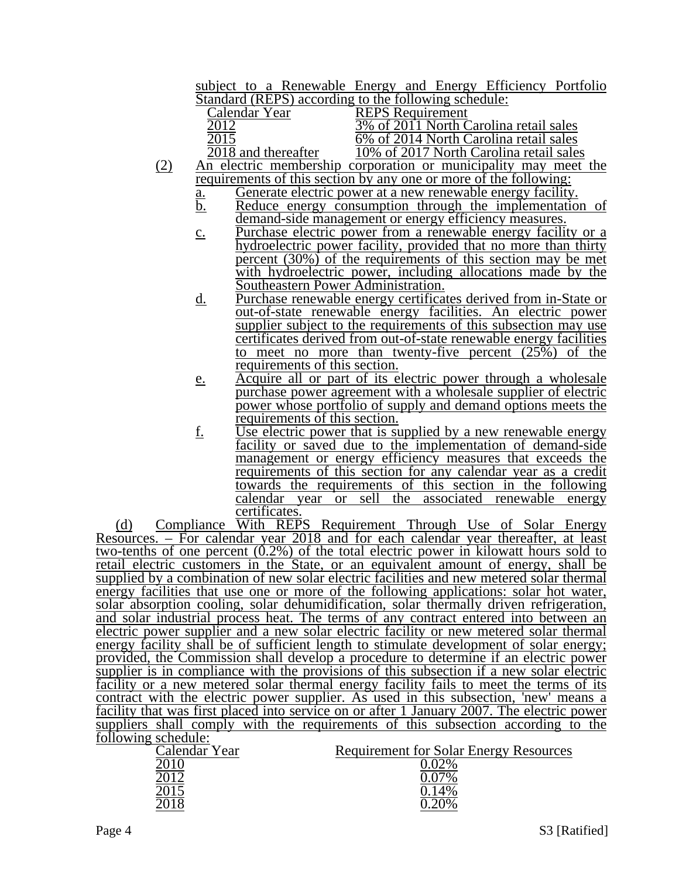subject to a Renewable Energy and Energy Efficiency Portfolio Standard (REPS) according to the following schedule:

| Calendar Year | REPS Requirement |
|---|---|
| 2012 | 3% of 2011 North Carolina retail sales |
| 2015 | 6% of 2014 North Carolina retail sales |
| 2018 and thereafter | 10% of 2017 North Carolina retail sales |

(2) An electric membership corporation or municipality may meet the requirements of this section by any one or more of the following:

a. Generate electric power at a new renewable energy facility.

b. Reduce energy consumption through the implementation of demand-side management or energy efficiency measures.

c. Purchase electric power from a renewable energy facility or a hydroelectric power facility, provided that no more than thirty percent (30%) of the requirements of this section may be met with hydroelectric power, including allocations made by the Southeastern Power Administration.

d. Purchase renewable energy certificates derived from in-State or out-of-state renewable energy facilities. An electric power supplier subject to the requirements of this subsection may use certificates derived from out-of-state renewable energy facilities to meet no more than twenty-five percent (25%) of the requirements of this section.

e. Acquire all or part of its electric power through a wholesale purchase power agreement with a wholesale supplier of electric power whose portfolio of supply and demand options meets the requirements of this section.

f. Use electric power that is supplied by a new renewable energy facility or saved due to the implementation of demand-side management or energy efficiency measures that exceeds the requirements of this section for any calendar year as a credit towards the requirements of this section in the following calendar year or sell the associated renewable energy certificates.

(d) Compliance With REPS Requirement Through Use of Solar Energy Resources. – For calendar year 2018 and for each calendar year thereafter, at least two-tenths of one percent (0.2%) of the total electric power in kilowatt hours sold to retail electric customers in the State, or an equivalent amount of energy, shall be supplied by a combination of new solar electric facilities and new metered solar thermal energy facilities that use one or more of the following applications: solar hot water, solar absorption cooling, solar dehumidification, solar thermally driven refrigeration, and solar industrial process heat. The terms of any contract entered into between an electric power supplier and a new solar electric facility or new metered solar thermal energy facility shall be of sufficient length to stimulate development of solar energy; provided, the Commission shall develop a procedure to determine if an electric power supplier is in compliance with the provisions of this subsection if a new solar electric facility or a new metered solar thermal energy facility fails to meet the terms of its contract with the electric power supplier. As used in this subsection, 'new' means a facility that was first placed into service on or after 1 January 2007. The electric power suppliers shall comply with the requirements of this subsection according to the following schedule:

| Calendar Year | Requirement for Solar Energy Resources |
|---|---|
| 2010 | 0.02% |
| 2012 | 0.07% |
| 2015 | 0.14% |
| 2018 | 0.20% |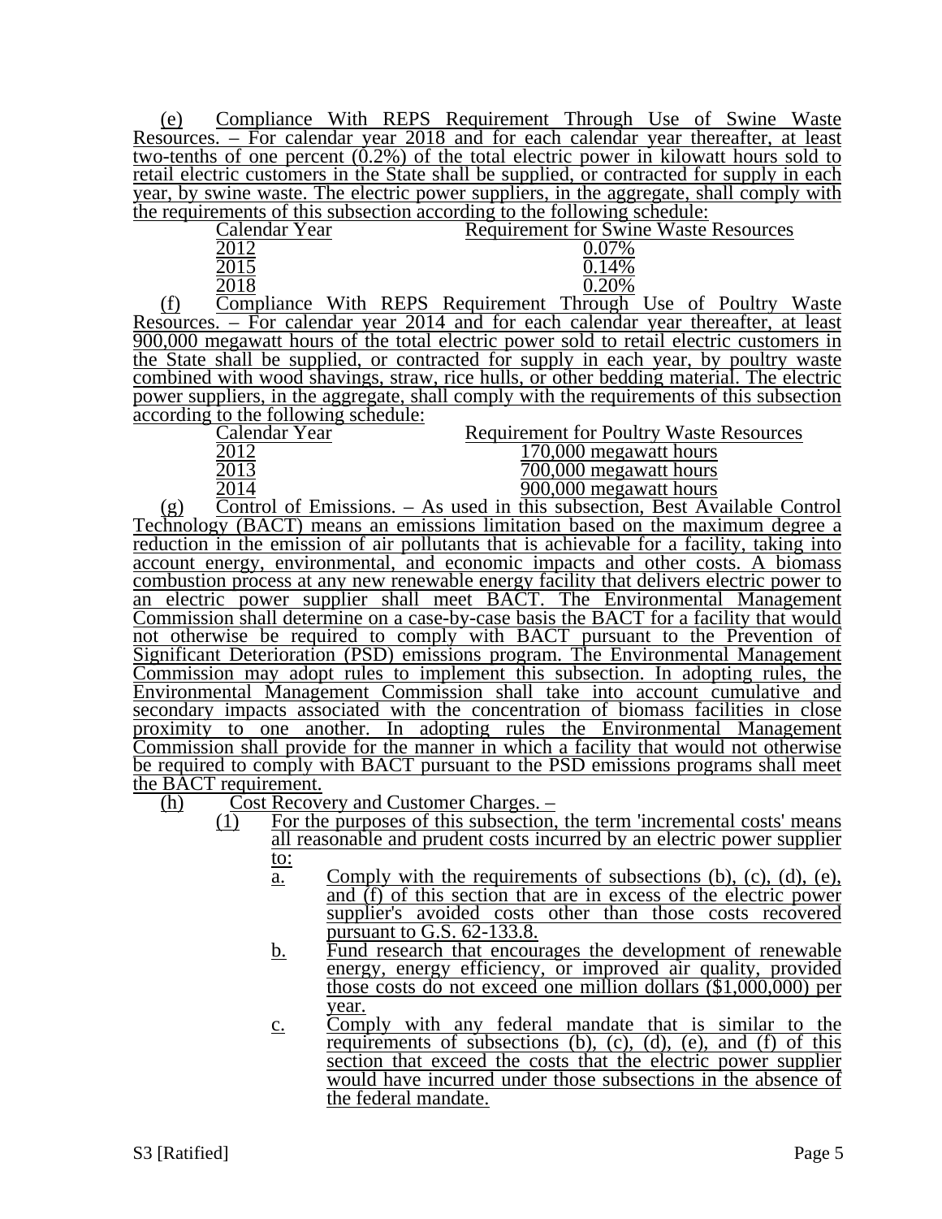(e) Compliance With REPS Requirement Through Use of Swine Waste Resources. – For calendar year 2018 and for each calendar year thereafter, at least two-tenths of one percent (0.2%) of the total electric power in kilowatt hours sold to retail electric customers in the State shall be supplied, or contracted for supply in each year, by swine waste. The electric power suppliers, in the aggregate, shall comply with the requirements of this subsection according to the following schedule:

| Calendar Year | Requirement for Swine Waste Resources |
| --- | --- |
| 2012 | 0.07% |
| 2015 | 0.14% |
| 2018 | 0.20% |

(f) Compliance With REPS Requirement Through Use of Poultry Waste Resources. – For calendar year 2014 and for each calendar year thereafter, at least 900,000 megawatt hours of the total electric power sold to retail electric customers in the State shall be supplied, or contracted for supply in each year, by poultry waste combined with wood shavings, straw, rice hulls, or other bedding material. The electric power suppliers, in the aggregate, shall comply with the requirements of this subsection according to the following schedule:

| Calendar Year | Requirement for Poultry Waste Resources |
| --- | --- |
| 2012 | 170,000 megawatt hours |
| 2013 | 700,000 megawatt hours |
| 2014 | 900,000 megawatt hours |

(g) Control of Emissions. – As used in this subsection, Best Available Control Technology (BACT) means an emissions limitation based on the maximum degree a reduction in the emission of air pollutants that is achievable for a facility, taking into account energy, environmental, and economic impacts and other costs. A biomass combustion process at any new renewable energy facility that delivers electric power to an electric power supplier shall meet BACT. The Environmental Management Commission shall determine on a case-by-case basis the BACT for a facility that would not otherwise be required to comply with BACT pursuant to the Prevention of Significant Deterioration (PSD) emissions program. The Environmental Management Commission may adopt rules to implement this subsection. In adopting rules, the Environmental Management Commission shall take into account cumulative and secondary impacts associated with the concentration of biomass facilities in close proximity to one another. In adopting rules the Environmental Management Commission shall provide for the manner in which a facility that would not otherwise be required to comply with BACT pursuant to the PSD emissions programs shall meet the BACT requirement.

(h) Cost Recovery and Customer Charges. –

(1) For the purposes of this subsection, the term 'incremental costs' means all reasonable and prudent costs incurred by an electric power supplier to:

a. Comply with the requirements of subsections (b), (c), (d), (e), and (f) of this section that are in excess of the electric power supplier's avoided costs other than those costs recovered pursuant to G.S. 62-133.8.

b. Fund research that encourages the development of renewable energy, energy efficiency, or improved air quality, provided those costs do not exceed one million dollars ($1,000,000) per year.

c. Comply with any federal mandate that is similar to the requirements of subsections (b), (c), (d), (e), and (f) of this section that exceed the costs that the electric power supplier would have incurred under those subsections in the absence of the federal mandate.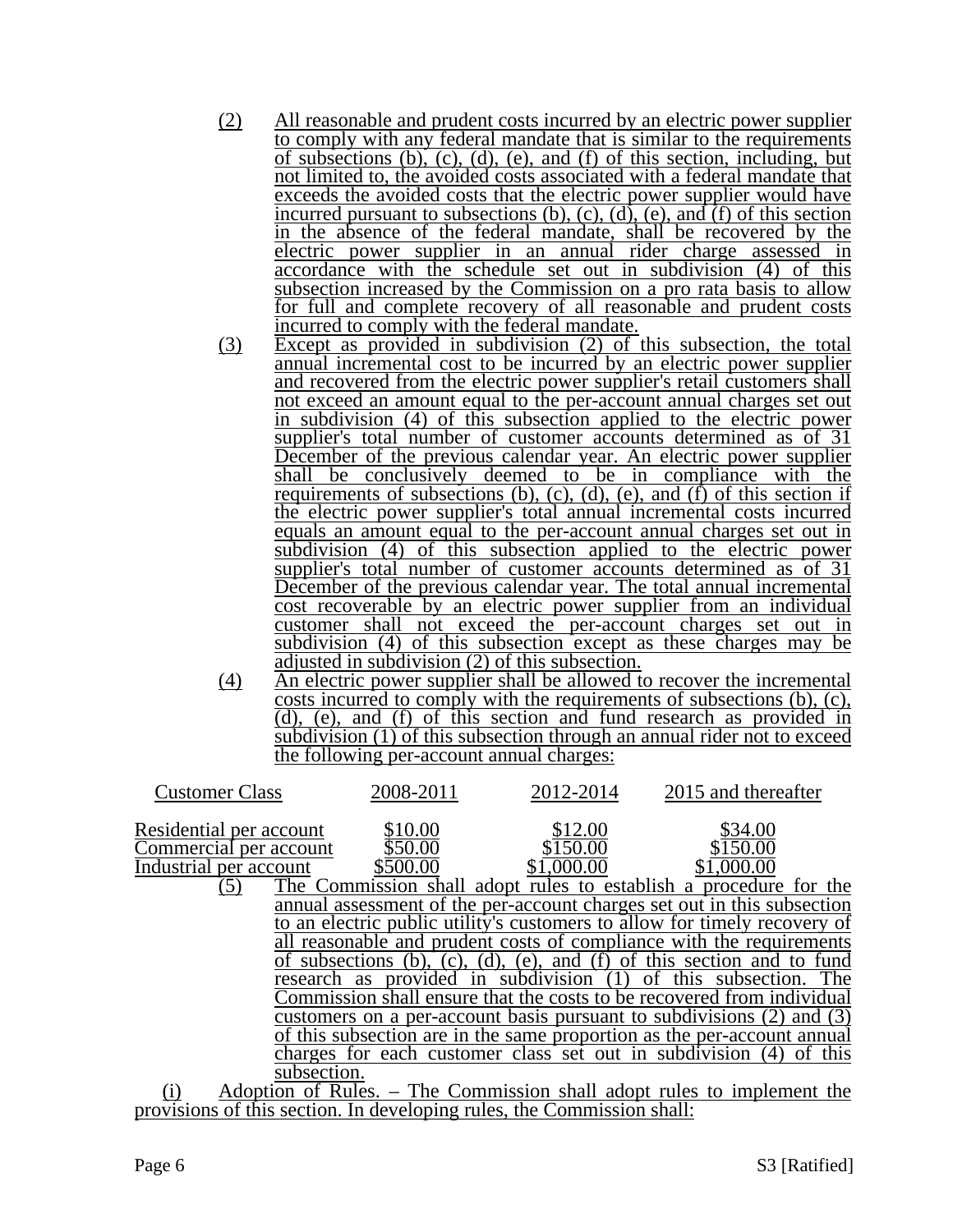(2) All reasonable and prudent costs incurred by an electric power supplier to comply with any federal mandate that is similar to the requirements of subsections (b), (c), (d), (e), and (f) of this section, including, but not limited to, the avoided costs associated with a federal mandate that exceeds the avoided costs that the electric power supplier would have incurred pursuant to subsections (b), (c), (d), (e), and (f) of this section in the absence of the federal mandate, shall be recovered by the electric power supplier in an annual rider charge assessed in accordance with the schedule set out in subdivision (4) of this subsection increased by the Commission on a pro rata basis to allow for full and complete recovery of all reasonable and prudent costs incurred to comply with the federal mandate.

(3) Except as provided in subdivision (2) of this subsection, the total annual incremental cost to be incurred by an electric power supplier and recovered from the electric power supplier's retail customers shall not exceed an amount equal to the per-account annual charges set out in subdivision (4) of this subsection applied to the electric power supplier's total number of customer accounts determined as of 31 December of the previous calendar year. An electric power supplier shall be conclusively deemed to be in compliance with the requirements of subsections (b), (c), (d), (e), and (f) of this section if the electric power supplier's total annual incremental costs incurred equals an amount equal to the per-account annual charges set out in subdivision (4) of this subsection applied to the electric power supplier's total number of customer accounts determined as of 31 December of the previous calendar year. The total annual incremental cost recoverable by an electric power supplier from an individual customer shall not exceed the per-account charges set out in subdivision (4) of this subsection except as these charges may be adjusted in subdivision (2) of this subsection.

(4) An electric power supplier shall be allowed to recover the incremental costs incurred to comply with the requirements of subsections (b), (c), (d), (e), and (f) of this section and fund research as provided in subdivision (1) of this subsection through an annual rider not to exceed the following per-account annual charges:

| Customer Class | 2008-2011 | 2012-2014 | 2015 and thereafter |
|---|---|---|---|
| Residential per account | $10.00 | $12.00 | $34.00 |
| Commercial per account | $50.00 | $150.00 | $150.00 |
| Industrial per account | $500.00 | $1,000.00 | $1,000.00 |

(5) The Commission shall adopt rules to establish a procedure for the annual assessment of the per-account charges set out in this subsection to an electric public utility's customers to allow for timely recovery of all reasonable and prudent costs of compliance with the requirements of subsections (b), (c), (d), (e), and (f) of this section and to fund research as provided in subdivision (1) of this subsection. The Commission shall ensure that the costs to be recovered from individual customers on a per-account basis pursuant to subdivisions (2) and (3) of this subsection are in the same proportion as the per-account annual charges for each customer class set out in subdivision (4) of this subsection.

(i) Adoption of Rules. – The Commission shall adopt rules to implement the provisions of this section. In developing rules, the Commission shall: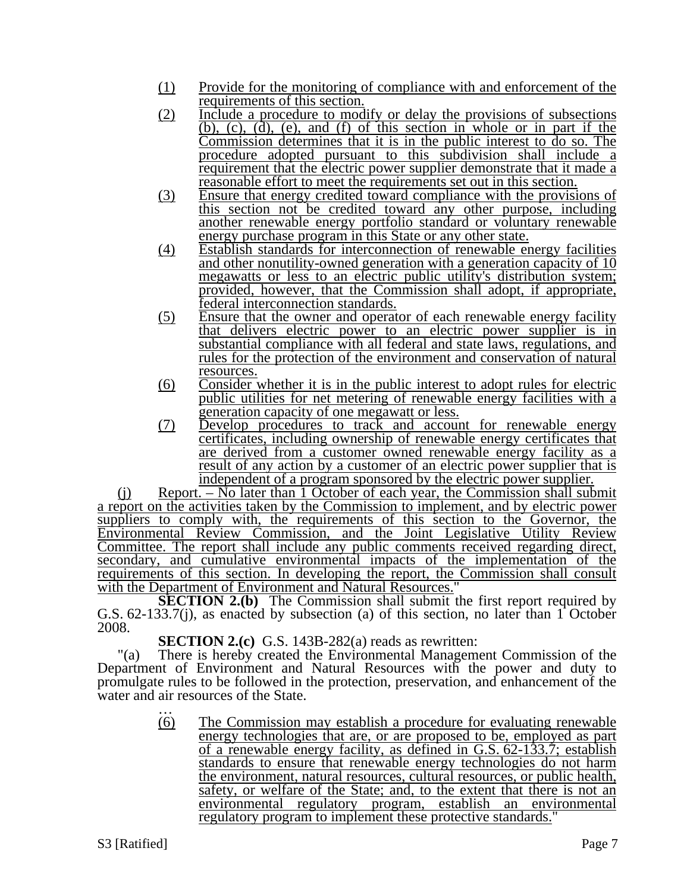(1) Provide for the monitoring of compliance with and enforcement of the requirements of this section.

(2) Include a procedure to modify or delay the provisions of subsections (b), (c), (d), (e), and (f) of this section in whole or in part if the Commission determines that it is in the public interest to do so. The procedure adopted pursuant to this subdivision shall include a requirement that the electric power supplier demonstrate that it made a reasonable effort to meet the requirements set out in this section.

(3) Ensure that energy credited toward compliance with the provisions of this section not be credited toward any other purpose, including another renewable energy portfolio standard or voluntary renewable energy purchase program in this State or any other state.

(4) Establish standards for interconnection of renewable energy facilities and other nonutility-owned generation with a generation capacity of 10 megawatts or less to an electric public utility's distribution system; provided, however, that the Commission shall adopt, if appropriate, federal interconnection standards.

(5) Ensure that the owner and operator of each renewable energy facility that delivers electric power to an electric power supplier is in substantial compliance with all federal and state laws, regulations, and rules for the protection of the environment and conservation of natural resources.

(6) Consider whether it is in the public interest to adopt rules for electric public utilities for net metering of renewable energy facilities with a generation capacity of one megawatt or less.

(7) Develop procedures to track and account for renewable energy certificates, including ownership of renewable energy certificates that are derived from a customer owned renewable energy facility as a result of any action by a customer of an electric power supplier that is independent of a program sponsored by the electric power supplier.

(j) Report. – No later than 1 October of each year, the Commission shall submit a report on the activities taken by the Commission to implement, and by electric power suppliers to comply with, the requirements of this section to the Governor, the Environmental Review Commission, and the Joint Legislative Utility Review Committee. The report shall include any public comments received regarding direct, secondary, and cumulative environmental impacts of the implementation of the requirements of this section. In developing the report, the Commission shall consult with the Department of Environment and Natural Resources."

**SECTION 2.(b)** The Commission shall submit the first report required by G.S. 62-133.7(j), as enacted by subsection (a) of this section, no later than 1 October 2008.

**SECTION 2.(c)** G.S. 143B-282(a) reads as rewritten:

"(a) There is hereby created the Environmental Management Commission of the Department of Environment and Natural Resources with the power and duty to promulgate rules to be followed in the protection, preservation, and enhancement of the water and air resources of the State.

…

(6) The Commission may establish a procedure for evaluating renewable energy technologies that are, or are proposed to be, employed as part of a renewable energy facility, as defined in G.S. 62-133.7; establish standards to ensure that renewable energy technologies do not harm the environment, natural resources, cultural resources, or public health, safety, or welfare of the State; and, to the extent that there is not an environmental regulatory program, establish an environmental regulatory program to implement these protective standards."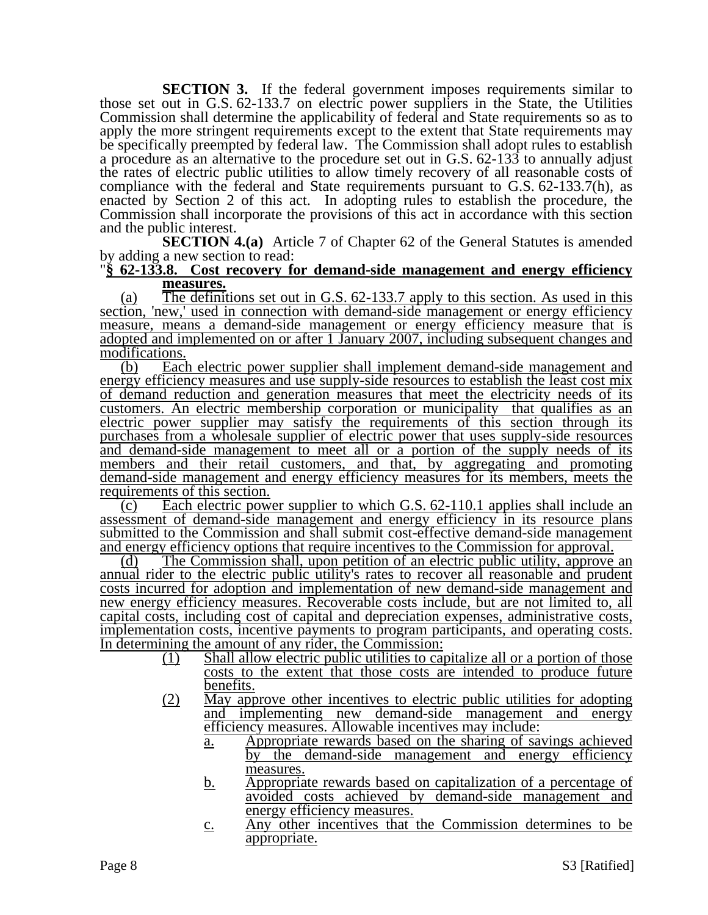**SECTION 3.** If the federal government imposes requirements similar to those set out in G.S. 62-133.7 on electric power suppliers in the State, the Utilities Commission shall determine the applicability of federal and State requirements so as to apply the more stringent requirements except to the extent that State requirements may be specifically preempted by federal law. The Commission shall adopt rules to establish a procedure as an alternative to the procedure set out in G.S. 62-133 to annually adjust the rates of electric public utilities to allow timely recovery of all reasonable costs of compliance with the federal and State requirements pursuant to G.S. 62-133.7(h), as enacted by Section 2 of this act. In adopting rules to establish the procedure, the Commission shall incorporate the provisions of this act in accordance with this section and the public interest.

**SECTION 4.(a)** Article 7 of Chapter 62 of the General Statutes is amended by adding a new section to read:

"**§ 62-133.8. Cost recovery for demand-side management and energy efficiency measures.**

(a) The definitions set out in G.S. 62-133.7 apply to this section. As used in this section, 'new,' used in connection with demand-side management or energy efficiency measure, means a demand-side management or energy efficiency measure that is adopted and implemented on or after 1 January 2007, including subsequent changes and modifications.

(b) Each electric power supplier shall implement demand-side management and energy efficiency measures and use supply-side resources to establish the least cost mix of demand reduction and generation measures that meet the electricity needs of its customers. An electric membership corporation or municipality that qualifies as an electric power supplier may satisfy the requirements of this section through its purchases from a wholesale supplier of electric power that uses supply-side resources and demand-side management to meet all or a portion of the supply needs of its members and their retail customers, and that, by aggregating and promoting demand-side management and energy efficiency measures for its members, meets the requirements of this section.

(c) Each electric power supplier to which G.S. 62-110.1 applies shall include an assessment of demand-side management and energy efficiency in its resource plans submitted to the Commission and shall submit cost-effective demand-side management and energy efficiency options that require incentives to the Commission for approval.

(d) The Commission shall, upon petition of an electric public utility, approve an annual rider to the electric public utility's rates to recover all reasonable and prudent costs incurred for adoption and implementation of new demand-side management and new energy efficiency measures. Recoverable costs include, but are not limited to, all capital costs, including cost of capital and depreciation expenses, administrative costs, implementation costs, incentive payments to program participants, and operating costs. In determining the amount of any rider, the Commission:

(1) Shall allow electric public utilities to capitalize all or a portion of those costs to the extent that those costs are intended to produce future benefits.

(2) May approve other incentives to electric public utilities for adopting and implementing new demand-side management and energy efficiency measures. Allowable incentives may include:

a. Appropriate rewards based on the sharing of savings achieved by the demand-side management and energy efficiency measures.

b. Appropriate rewards based on capitalization of a percentage of avoided costs achieved by demand-side management and energy efficiency measures.

c. Any other incentives that the Commission determines to be appropriate.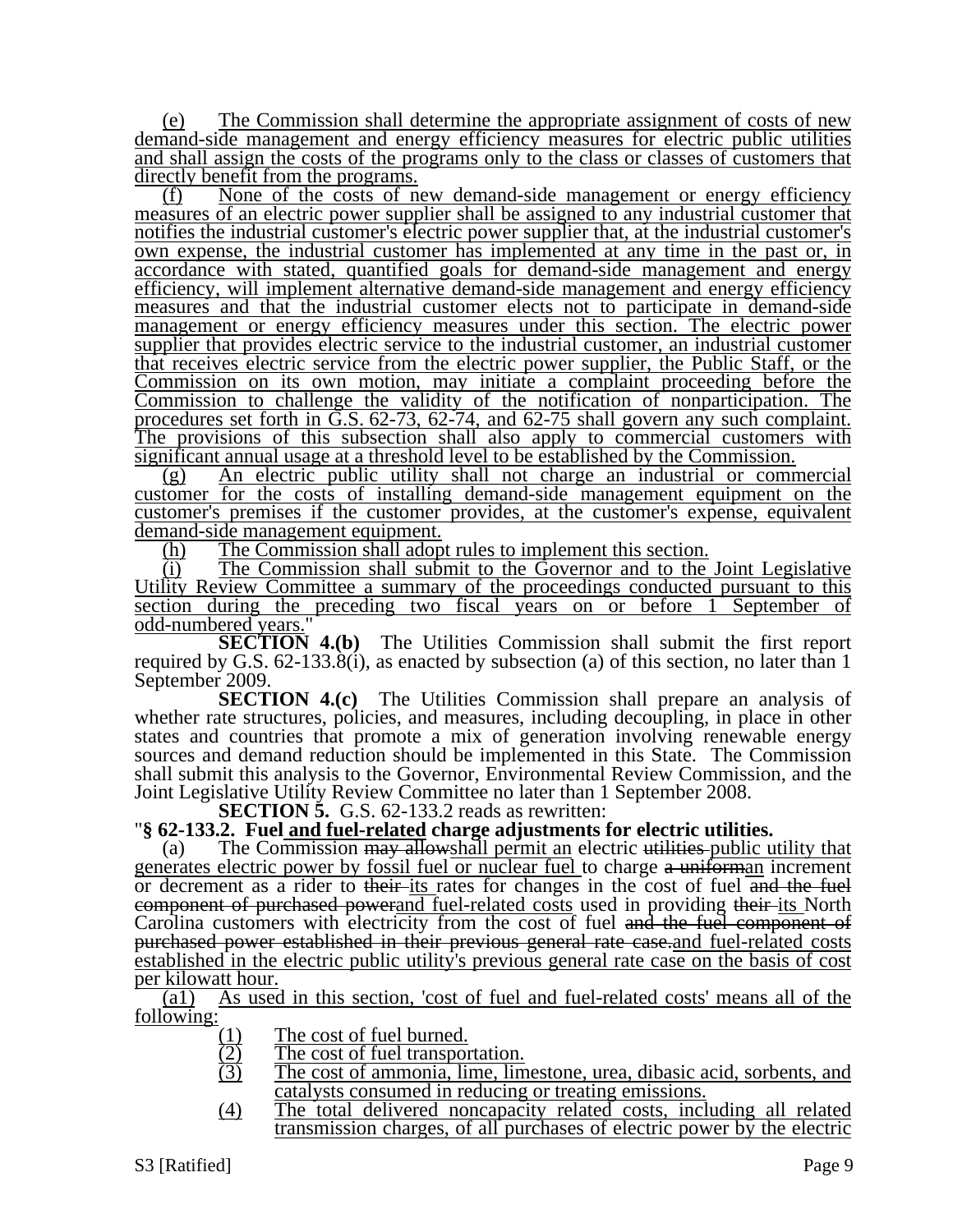(e) The Commission shall determine the appropriate assignment of costs of new demand-side management and energy efficiency measures for electric public utilities and shall assign the costs of the programs only to the class or classes of customers that directly benefit from the programs.

(f) None of the costs of new demand-side management or energy efficiency measures of an electric power supplier shall be assigned to any industrial customer that notifies the industrial customer's electric power supplier that, at the industrial customer's own expense, the industrial customer has implemented at any time in the past or, in accordance with stated, quantified goals for demand-side management and energy efficiency, will implement alternative demand-side management and energy efficiency measures and that the industrial customer elects not to participate in demand-side management or energy efficiency measures under this section. The electric power supplier that provides electric service to the industrial customer, an industrial customer that receives electric service from the electric power supplier, the Public Staff, or the Commission on its own motion, may initiate a complaint proceeding before the Commission to challenge the validity of the notification of nonparticipation. The procedures set forth in G.S. 62-73, 62-74, and 62-75 shall govern any such complaint. The provisions of this subsection shall also apply to commercial customers with significant annual usage at a threshold level to be established by the Commission.

(g) An electric public utility shall not charge an industrial or commercial customer for the costs of installing demand-side management equipment on the customer's premises if the customer provides, at the customer's expense, equivalent demand-side management equipment.

(h) The Commission shall adopt rules to implement this section.

(i) The Commission shall submit to the Governor and to the Joint Legislative Utility Review Committee a summary of the proceedings conducted pursuant to this section during the preceding two fiscal years on or before 1 September of odd-numbered years."

**SECTION 4.(b)** The Utilities Commission shall submit the first report required by G.S. 62-133.8(i), as enacted by subsection (a) of this section, no later than 1 September 2009.

**SECTION 4.(c)** The Utilities Commission shall prepare an analysis of whether rate structures, policies, and measures, including decoupling, in place in other states and countries that promote a mix of generation involving renewable energy sources and demand reduction should be implemented in this State. The Commission shall submit this analysis to the Governor, Environmental Review Commission, and the Joint Legislative Utility Review Committee no later than 1 September 2008.

**SECTION 5.** G.S. 62-133.2 reads as rewritten:

"**§ 62-133.2. Fuel and fuel-related charge adjustments for electric utilities.**

(a) The Commission ~~may allow~~shall permit an electric ~~utilities~~ public utility that generates electric power by fossil fuel or nuclear fuel to charge ~~a uniform~~an increment or decrement as a rider to ~~their~~ its rates for changes in the cost of fuel ~~and the fuel component of purchased power~~and fuel-related costs used in providing ~~their~~ its North Carolina customers with electricity from the cost of fuel ~~and the fuel component of purchased power established in their previous general rate case.~~and fuel-related costs established in the electric public utility's previous general rate case on the basis of cost per kilowatt hour.

(a1) As used in this section, 'cost of fuel and fuel-related costs' means all of the following:

(1) The cost of fuel burned.
(2) The cost of fuel transportation.
(3) The cost of ammonia, lime, limestone, urea, dibasic acid, sorbents, and catalysts consumed in reducing or treating emissions.
(4) The total delivered noncapacity related costs, including all related transmission charges, of all purchases of electric power by the electric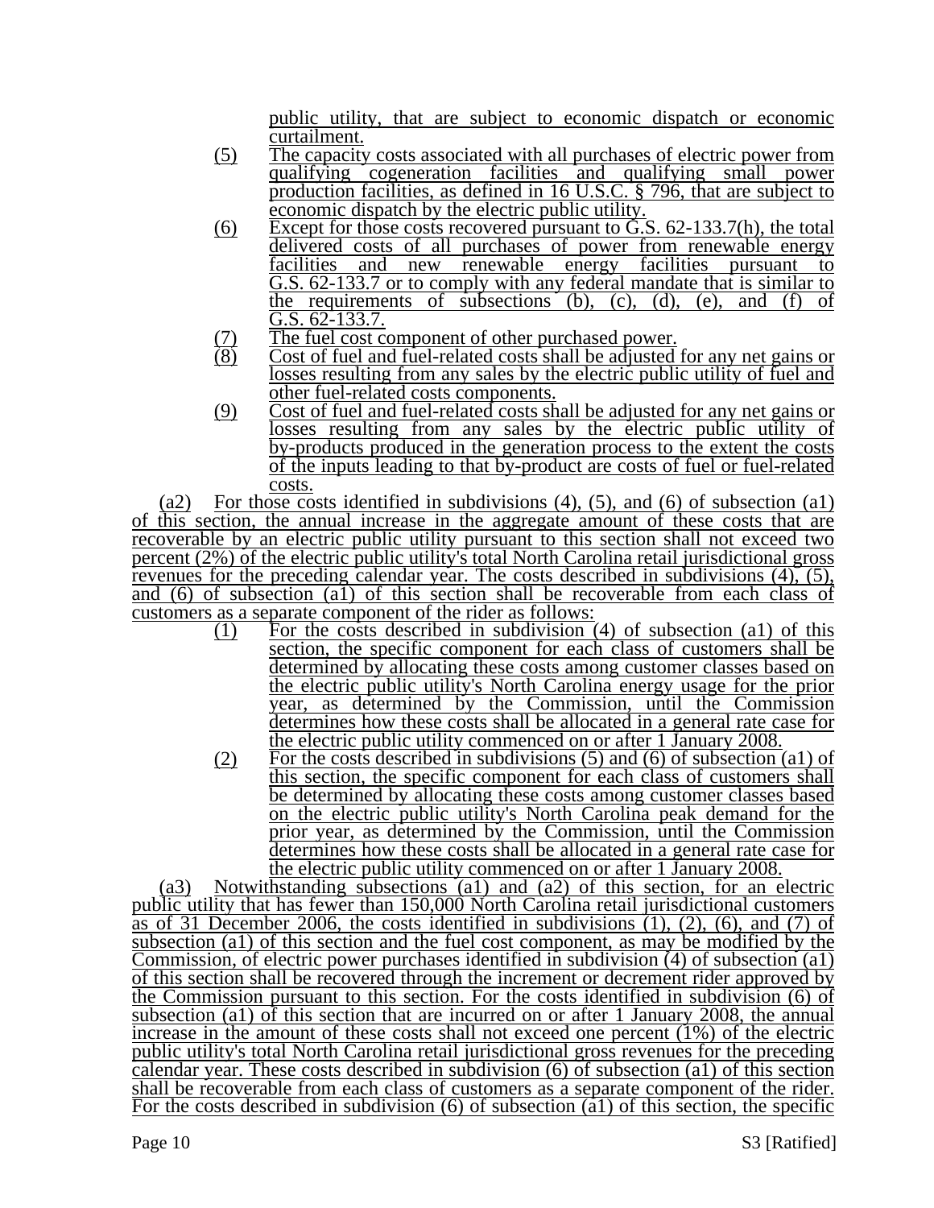public utility, that are subject to economic dispatch or economic curtailment.

(5) The capacity costs associated with all purchases of electric power from qualifying cogeneration facilities and qualifying small power production facilities, as defined in 16 U.S.C. § 796, that are subject to economic dispatch by the electric public utility.

(6) Except for those costs recovered pursuant to G.S. 62-133.7(h), the total delivered costs of all purchases of power from renewable energy facilities and new renewable energy facilities pursuant to G.S. 62-133.7 or to comply with any federal mandate that is similar to the requirements of subsections (b), (c), (d), (e), and (f) of G.S. 62-133.7.

(7) The fuel cost component of other purchased power.

(8) Cost of fuel and fuel-related costs shall be adjusted for any net gains or losses resulting from any sales by the electric public utility of fuel and other fuel-related costs components.

(9) Cost of fuel and fuel-related costs shall be adjusted for any net gains or losses resulting from any sales by the electric public utility of by-products produced in the generation process to the extent the costs of the inputs leading to that by-product are costs of fuel or fuel-related costs.

(a2) For those costs identified in subdivisions (4), (5), and (6) of subsection (a1) of this section, the annual increase in the aggregate amount of these costs that are recoverable by an electric public utility pursuant to this section shall not exceed two percent (2%) of the electric public utility's total North Carolina retail jurisdictional gross revenues for the preceding calendar year. The costs described in subdivisions (4), (5), and (6) of subsection (a1) of this section shall be recoverable from each class of customers as a separate component of the rider as follows:

(1) For the costs described in subdivision (4) of subsection (a1) of this section, the specific component for each class of customers shall be determined by allocating these costs among customer classes based on the electric public utility's North Carolina energy usage for the prior year, as determined by the Commission, until the Commission determines how these costs shall be allocated in a general rate case for the electric public utility commenced on or after 1 January 2008.

(2) For the costs described in subdivisions (5) and (6) of subsection (a1) of this section, the specific component for each class of customers shall be determined by allocating these costs among customer classes based on the electric public utility's North Carolina peak demand for the prior year, as determined by the Commission, until the Commission determines how these costs shall be allocated in a general rate case for the electric public utility commenced on or after 1 January 2008.

(a3) Notwithstanding subsections (a1) and (a2) of this section, for an electric public utility that has fewer than 150,000 North Carolina retail jurisdictional customers as of 31 December 2006, the costs identified in subdivisions (1), (2), (6), and (7) of subsection (a1) of this section and the fuel cost component, as may be modified by the Commission, of electric power purchases identified in subdivision (4) of subsection (a1) of this section shall be recovered through the increment or decrement rider approved by the Commission pursuant to this section. For the costs identified in subdivision (6) of subsection (a1) of this section that are incurred on or after 1 January 2008, the annual increase in the amount of these costs shall not exceed one percent (1%) of the electric public utility's total North Carolina retail jurisdictional gross revenues for the preceding calendar year. These costs described in subdivision (6) of subsection (a1) of this section shall be recoverable from each class of customers as a separate component of the rider. For the costs described in subdivision (6) of subsection (a1) of this section, the specific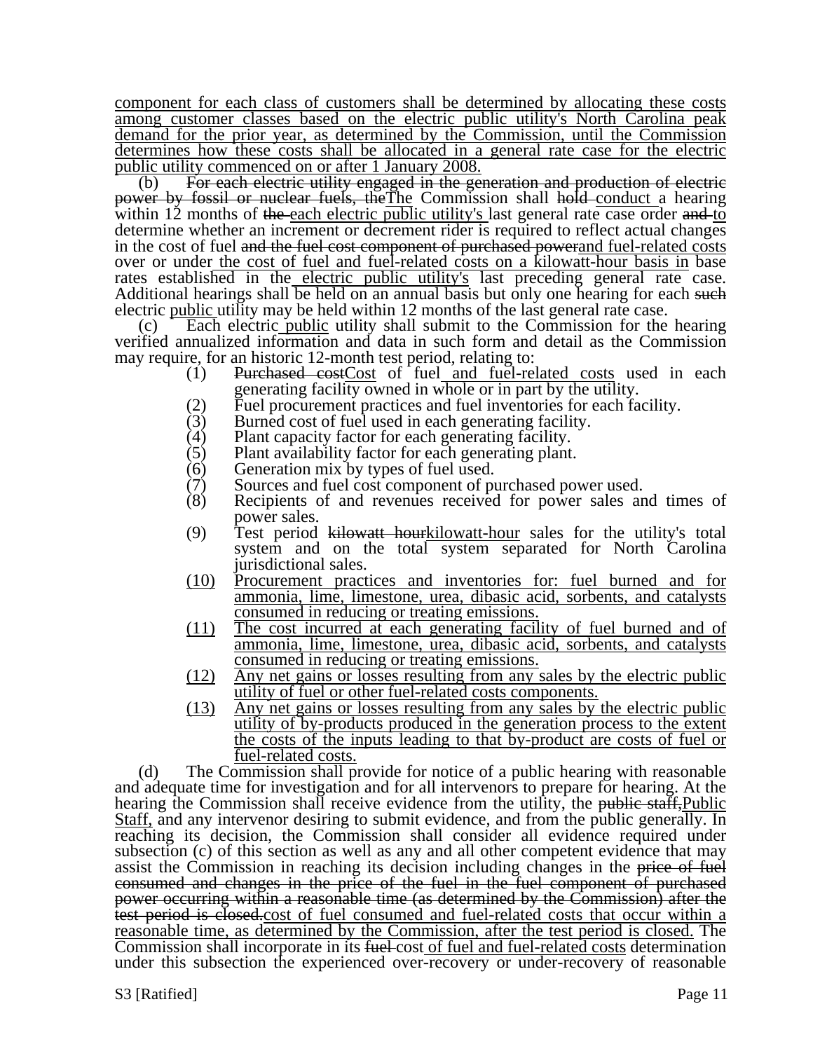component for each class of customers shall be determined by allocating these costs among customer classes based on the electric public utility's North Carolina peak demand for the prior year, as determined by the Commission, until the Commission determines how these costs shall be allocated in a general rate case for the electric public utility commenced on or after 1 January 2008.

(b) ~~For each electric utility engaged in the generation and production of electric power by fossil or nuclear fuels, the~~The Commission shall ~~hold~~ conduct a hearing within 12 months of ~~the~~ each electric public utility's last general rate case order ~~and~~ to determine whether an increment or decrement rider is required to reflect actual changes in the cost of fuel ~~and the fuel cost component of purchased power~~and fuel-related costs over or under the cost of fuel and fuel-related costs on a kilowatt-hour basis in base rates established in the electric public utility's last preceding general rate case. Additional hearings shall be held on an annual basis but only one hearing for each ~~such~~ electric public utility may be held within 12 months of the last general rate case.

(c) Each electric public utility shall submit to the Commission for the hearing verified annualized information and data in such form and detail as the Commission may require, for an historic 12-month test period, relating to:

(1) ~~Purchased cost~~Cost of fuel and fuel-related costs used in each generating facility owned in whole or in part by the utility.
(2) Fuel procurement practices and fuel inventories for each facility.
(3) Burned cost of fuel used in each generating facility.
(4) Plant capacity factor for each generating facility.
(5) Plant availability factor for each generating plant.
(6) Generation mix by types of fuel used.
(7) Sources and fuel cost component of purchased power used.
(8) Recipients of and revenues received for power sales and times of power sales.
(9) Test period ~~kilowatt hour~~kilowatt-hour sales for the utility's total system and on the total system separated for North Carolina jurisdictional sales.
(10) Procurement practices and inventories for: fuel burned and for ammonia, lime, limestone, urea, dibasic acid, sorbents, and catalysts consumed in reducing or treating emissions.
(11) The cost incurred at each generating facility of fuel burned and of ammonia, lime, limestone, urea, dibasic acid, sorbents, and catalysts consumed in reducing or treating emissions.
(12) Any net gains or losses resulting from any sales by the electric public utility of fuel or other fuel-related costs components.
(13) Any net gains or losses resulting from any sales by the electric public utility of by-products produced in the generation process to the extent the costs of the inputs leading to that by-product are costs of fuel or fuel-related costs.

(d) The Commission shall provide for notice of a public hearing with reasonable and adequate time for investigation and for all intervenors to prepare for hearing. At the hearing the Commission shall receive evidence from the utility, the ~~public staff,~~Public Staff, and any intervenor desiring to submit evidence, and from the public generally. In reaching its decision, the Commission shall consider all evidence required under subsection (c) of this section as well as any and all other competent evidence that may assist the Commission in reaching its decision including changes in the ~~price of fuel consumed and changes in the price of the fuel in the fuel component of purchased power occurring within a reasonable time (as determined by the Commission) after the test period is closed.~~cost of fuel consumed and fuel-related costs that occur within a reasonable time, as determined by the Commission, after the test period is closed. The Commission shall incorporate in its ~~fuel~~ cost of fuel and fuel-related costs determination under this subsection the experienced over-recovery or under-recovery of reasonable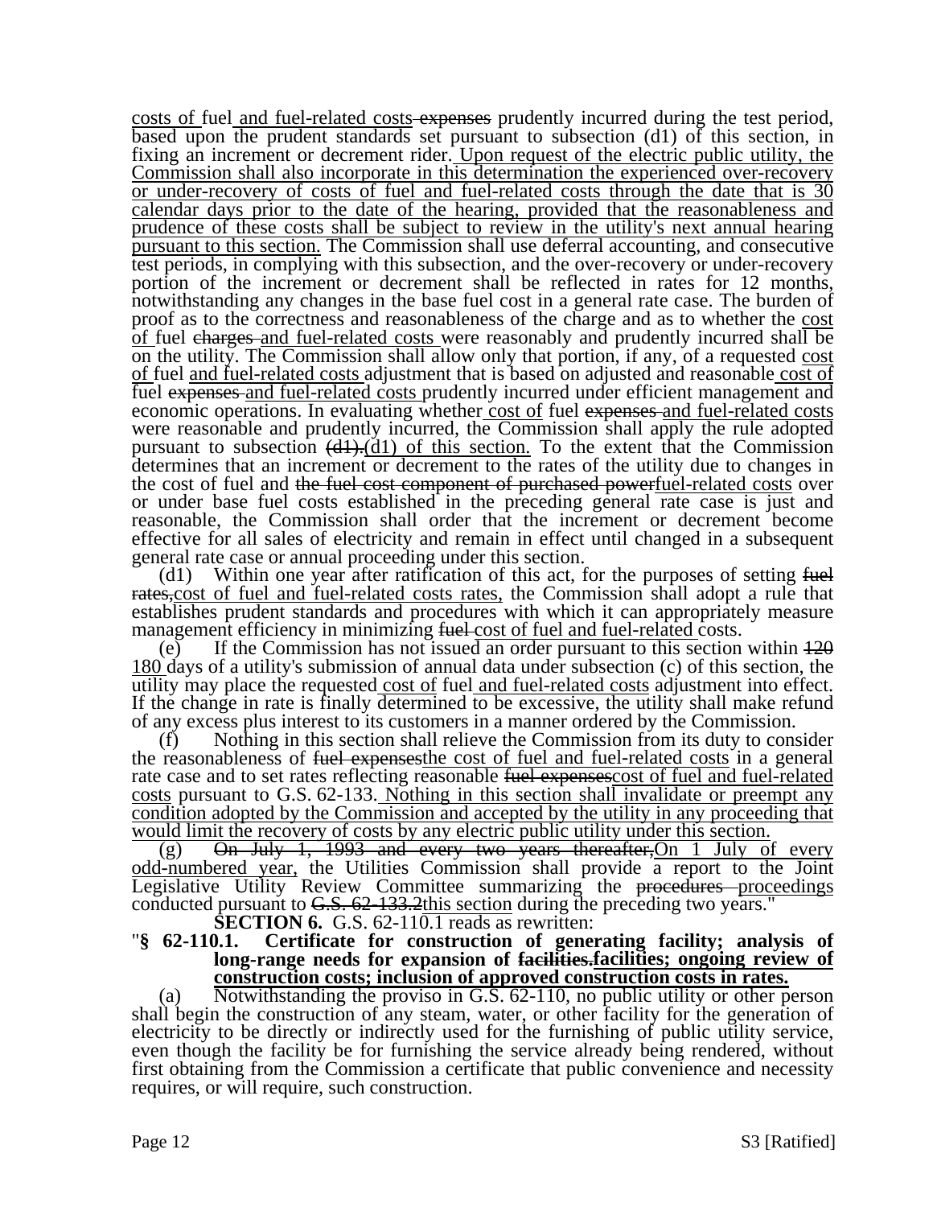<u>costs of </u>fuel<u> and fuel-related costs</u>~~ expenses~~ prudently incurred during the test period, based upon the prudent standards set pursuant to subsection (d1) of this section, in fixing an increment or decrement rider.<u> Upon request of the electric public utility, the Commission shall also incorporate in this determination the experienced over-recovery or under-recovery of costs of fuel and fuel-related costs through the date that is 30 calendar days prior to the date of the hearing, provided that the reasonableness and prudence of these costs shall be subject to review in the utility's next annual hearing pursuant to this section.</u> The Commission shall use deferral accounting, and consecutive test periods, in complying with this subsection, and the over-recovery or under-recovery portion of the increment or decrement shall be reflected in rates for 12 months, notwithstanding any changes in the base fuel cost in a general rate case. The burden of proof as to the correctness and reasonableness of the charge and as to whether the <u>cost of </u>fuel ~~charges ~~<u>and fuel-related costs </u>were reasonably and prudently incurred shall be on the utility. The Commission shall allow only that portion, if any, of a requested <u>cost of </u>fuel <u>and fuel-related costs </u>adjustment that is based on adjusted and reasonable<u> cost of</u> fuel ~~expenses ~~<u>and fuel-related costs </u>prudently incurred under efficient management and economic operations. In evaluating whether<u> cost of</u> fuel ~~expenses ~~<u>and fuel-related costs</u> were reasonable and prudently incurred, the Commission shall apply the rule adopted pursuant to subsection ~~(d1).~~<u>(d1) of this section.</u> To the extent that the Commission determines that an increment or decrement to the rates of the utility due to changes in the cost of fuel and ~~the fuel cost component of purchased power~~<u>fuel-related costs</u> over or under base fuel costs established in the preceding general rate case is just and reasonable, the Commission shall order that the increment or decrement become effective for all sales of electricity and remain in effect until changed in a subsequent general rate case or annual proceeding under this section.

(d1) Within one year after ratification of this act, for the purposes of setting ~~fuel rates,~~<u>cost of fuel and fuel-related costs rates,</u> the Commission shall adopt a rule that establishes prudent standards and procedures with which it can appropriately measure management efficiency in minimizing ~~fuel ~~<u>cost of fuel and fuel-related </u>costs.

(e) If the Commission has not issued an order pursuant to this section within ~~120~~ <u>180 </u>days of a utility's submission of annual data under subsection (c) of this section, the utility may place the requested<u> cost of</u> fuel<u> and fuel-related costs</u> adjustment into effect. If the change in rate is finally determined to be excessive, the utility shall make refund of any excess plus interest to its customers in a manner ordered by the Commission.

(f) Nothing in this section shall relieve the Commission from its duty to consider the reasonableness of ~~fuel expenses~~<u>the cost of fuel and fuel-related costs</u> in a general rate case and to set rates reflecting reasonable ~~fuel expenses~~<u>cost of fuel and fuel-related costs</u> pursuant to G.S. 62-133.<u> Nothing in this section shall invalidate or preempt any condition adopted by the Commission and accepted by the utility in any proceeding that would limit the recovery of costs by any electric public utility under this section.</u>

(g) ~~On July 1, 1993 and every two years thereafter,~~<u>On 1 July of every odd-numbered year,</u> the Utilities Commission shall provide a report to the Joint Legislative Utility Review Committee summarizing the ~~procedures ~~<u>proceedings</u> conducted pursuant to ~~G.S. 62-133.2~~<u>this section</u> during the preceding two years."

**SECTION 6.** G.S. 62-110.1 reads as rewritten:

"**§ 62-110.1. Certificate for construction of generating facility; analysis of long-range needs for expansion of ~~facilities.~~<u>facilities; ongoing review of construction costs; inclusion of approved construction costs in rates.</u>**

(a) Notwithstanding the proviso in G.S. 62-110, no public utility or other person shall begin the construction of any steam, water, or other facility for the generation of electricity to be directly or indirectly used for the furnishing of public utility service, even though the facility be for furnishing the service already being rendered, without first obtaining from the Commission a certificate that public convenience and necessity requires, or will require, such construction.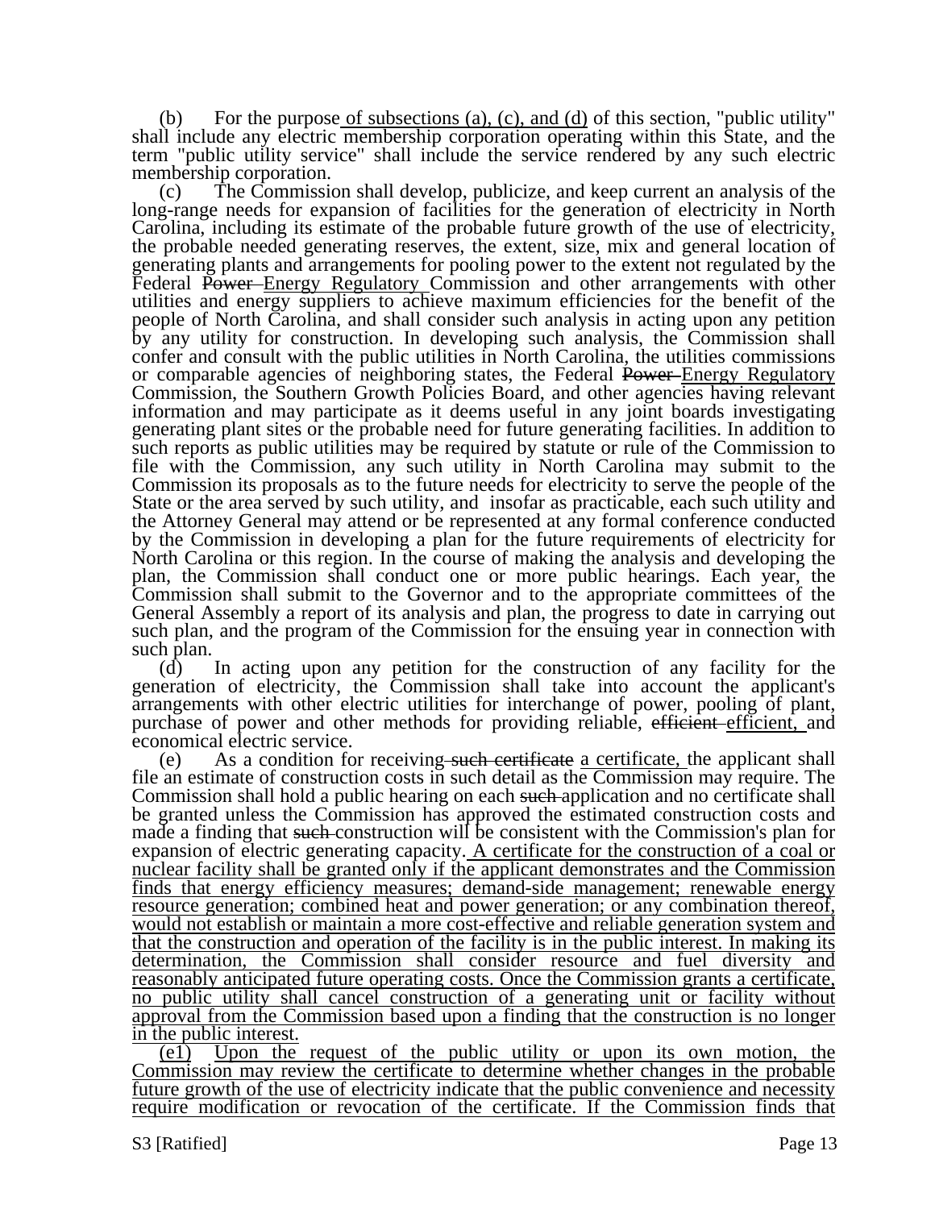(b) For the purpose of subsections (a), (c), and (d) of this section, "public utility" shall include any electric membership corporation operating within this State, and the term "public utility service" shall include the service rendered by any such electric membership corporation.

(c) The Commission shall develop, publicize, and keep current an analysis of the long-range needs for expansion of facilities for the generation of electricity in North Carolina, including its estimate of the probable future growth of the use of electricity, the probable needed generating reserves, the extent, size, mix and general location of generating plants and arrangements for pooling power to the extent not regulated by the Federal ~~Power~~ Energy Regulatory Commission and other arrangements with other utilities and energy suppliers to achieve maximum efficiencies for the benefit of the people of North Carolina, and shall consider such analysis in acting upon any petition by any utility for construction. In developing such analysis, the Commission shall confer and consult with the public utilities in North Carolina, the utilities commissions or comparable agencies of neighboring states, the Federal ~~Power~~ Energy Regulatory Commission, the Southern Growth Policies Board, and other agencies having relevant information and may participate as it deems useful in any joint boards investigating generating plant sites or the probable need for future generating facilities. In addition to such reports as public utilities may be required by statute or rule of the Commission to file with the Commission, any such utility in North Carolina may submit to the Commission its proposals as to the future needs for electricity to serve the people of the State or the area served by such utility, and insofar as practicable, each such utility and the Attorney General may attend or be represented at any formal conference conducted by the Commission in developing a plan for the future requirements of electricity for North Carolina or this region. In the course of making the analysis and developing the plan, the Commission shall conduct one or more public hearings. Each year, the Commission shall submit to the Governor and to the appropriate committees of the General Assembly a report of its analysis and plan, the progress to date in carrying out such plan, and the program of the Commission for the ensuing year in connection with such plan.

(d) In acting upon any petition for the construction of any facility for the generation of electricity, the Commission shall take into account the applicant's arrangements with other electric utilities for interchange of power, pooling of plant, purchase of power and other methods for providing reliable, ~~efficient~~ efficient, and economical electric service.

(e) As a condition for receiving ~~such certificate~~ a certificate, the applicant shall file an estimate of construction costs in such detail as the Commission may require. The Commission shall hold a public hearing on each ~~such~~ application and no certificate shall be granted unless the Commission has approved the estimated construction costs and made a finding that ~~such~~ construction will be consistent with the Commission's plan for expansion of electric generating capacity. A certificate for the construction of a coal or nuclear facility shall be granted only if the applicant demonstrates and the Commission finds that energy efficiency measures; demand-side management; renewable energy resource generation; combined heat and power generation; or any combination thereof, would not establish or maintain a more cost-effective and reliable generation system and that the construction and operation of the facility is in the public interest. In making its determination, the Commission shall consider resource and fuel diversity and reasonably anticipated future operating costs. Once the Commission grants a certificate, no public utility shall cancel construction of a generating unit or facility without approval from the Commission based upon a finding that the construction is no longer in the public interest.

(e1) Upon the request of the public utility or upon its own motion, the Commission may review the certificate to determine whether changes in the probable future growth of the use of electricity indicate that the public convenience and necessity require modification or revocation of the certificate. If the Commission finds that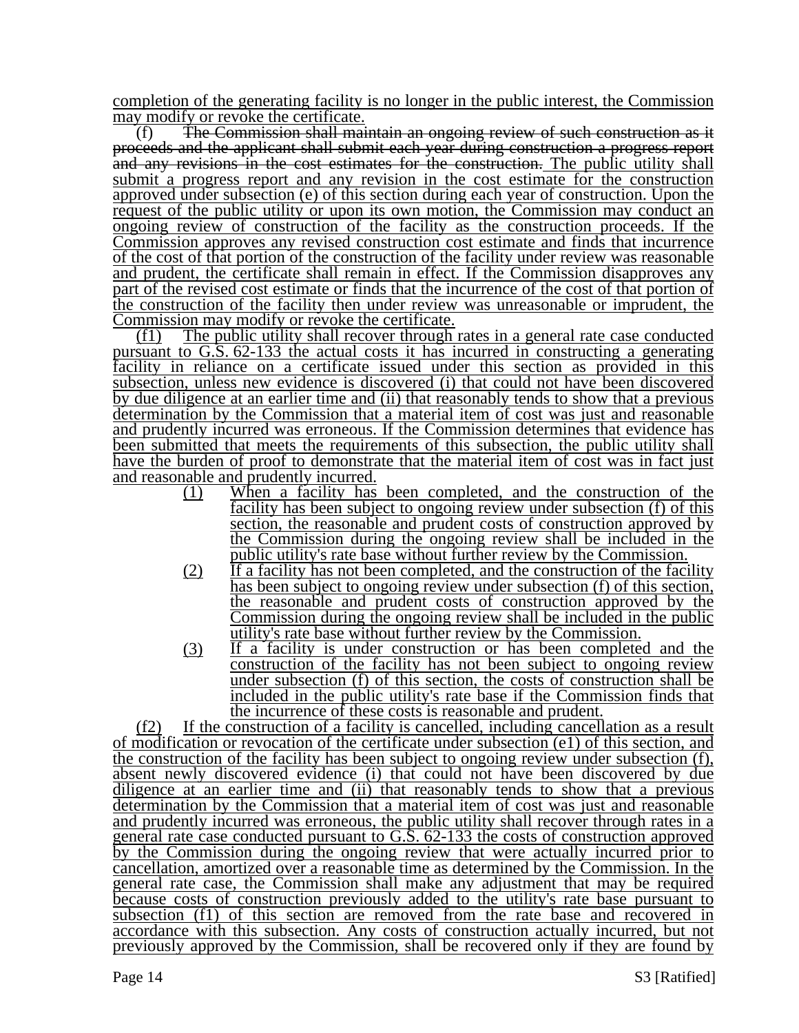completion of the generating facility is no longer in the public interest, the Commission may modify or revoke the certificate.

(f) ~~The Commission shall maintain an ongoing review of such construction as it proceeds and the applicant shall submit each year during construction a progress report and any revisions in the cost estimates for the construction.~~ The public utility shall submit a progress report and any revision in the cost estimate for the construction approved under subsection (e) of this section during each year of construction. Upon the request of the public utility or upon its own motion, the Commission may conduct an ongoing review of construction of the facility as the construction proceeds. If the Commission approves any revised construction cost estimate and finds that incurrence of the cost of that portion of the construction of the facility under review was reasonable and prudent, the certificate shall remain in effect. If the Commission disapproves any part of the revised cost estimate or finds that the incurrence of the cost of that portion of the construction of the facility then under review was unreasonable or imprudent, the Commission may modify or revoke the certificate.

(f1) The public utility shall recover through rates in a general rate case conducted pursuant to G.S. 62-133 the actual costs it has incurred in constructing a generating facility in reliance on a certificate issued under this section as provided in this subsection, unless new evidence is discovered (i) that could not have been discovered by due diligence at an earlier time and (ii) that reasonably tends to show that a previous determination by the Commission that a material item of cost was just and reasonable and prudently incurred was erroneous. If the Commission determines that evidence has been submitted that meets the requirements of this subsection, the public utility shall have the burden of proof to demonstrate that the material item of cost was in fact just and reasonable and prudently incurred.

(1) When a facility has been completed, and the construction of the facility has been subject to ongoing review under subsection (f) of this section, the reasonable and prudent costs of construction approved by the Commission during the ongoing review shall be included in the public utility's rate base without further review by the Commission.

(2) If a facility has not been completed, and the construction of the facility has been subject to ongoing review under subsection (f) of this section, the reasonable and prudent costs of construction approved by the Commission during the ongoing review shall be included in the public utility's rate base without further review by the Commission.

(3) If a facility is under construction or has been completed and the construction of the facility has not been subject to ongoing review under subsection (f) of this section, the costs of construction shall be included in the public utility's rate base if the Commission finds that the incurrence of these costs is reasonable and prudent.

(f2) If the construction of a facility is cancelled, including cancellation as a result of modification or revocation of the certificate under subsection (e1) of this section, and the construction of the facility has been subject to ongoing review under subsection (f), absent newly discovered evidence (i) that could not have been discovered by due diligence at an earlier time and (ii) that reasonably tends to show that a previous determination by the Commission that a material item of cost was just and reasonable and prudently incurred was erroneous, the public utility shall recover through rates in a general rate case conducted pursuant to G.S. 62-133 the costs of construction approved by the Commission during the ongoing review that were actually incurred prior to cancellation, amortized over a reasonable time as determined by the Commission. In the general rate case, the Commission shall make any adjustment that may be required because costs of construction previously added to the utility's rate base pursuant to subsection (f1) of this section are removed from the rate base and recovered in accordance with this subsection. Any costs of construction actually incurred, but not previously approved by the Commission, shall be recovered only if they are found by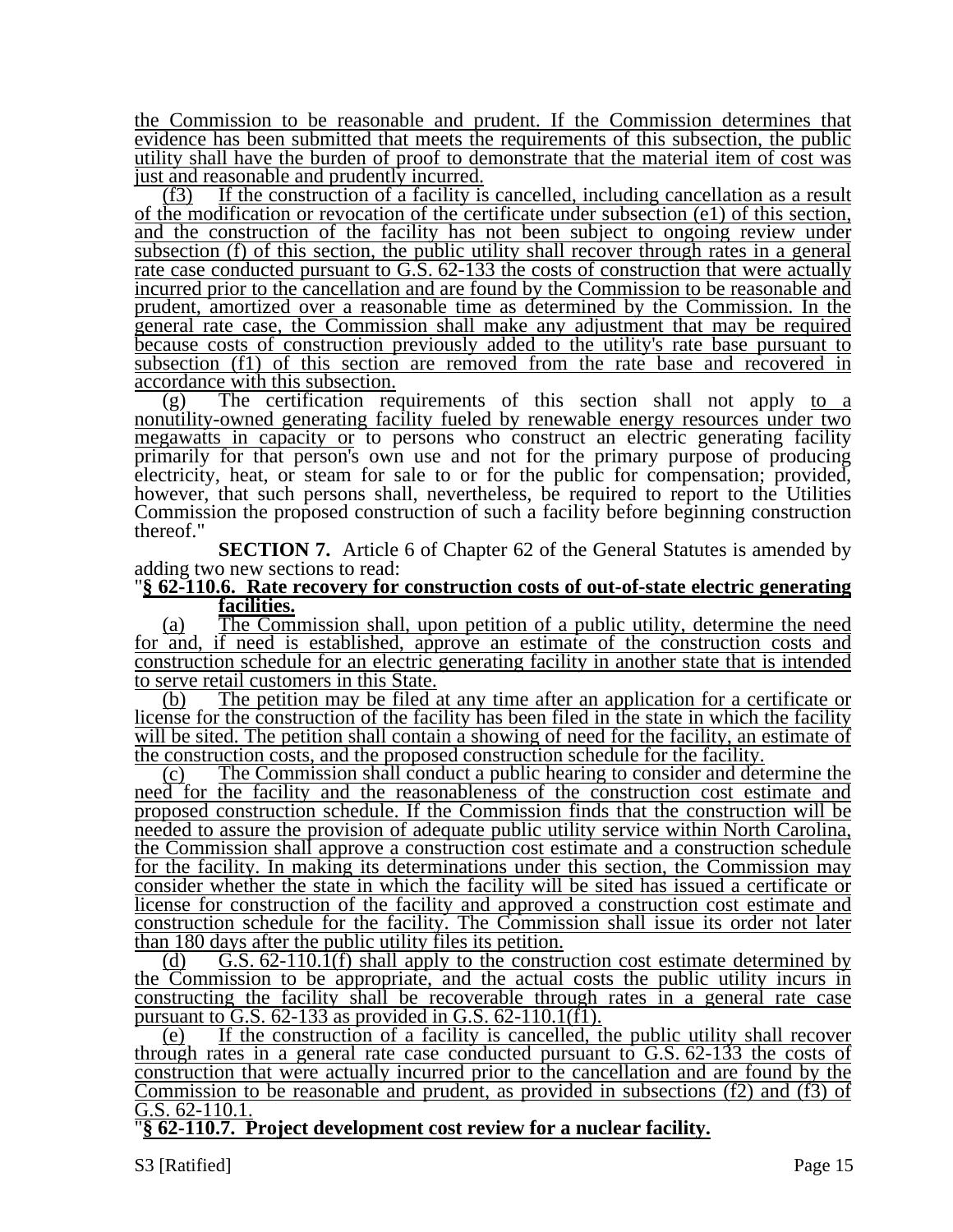the Commission to be reasonable and prudent. If the Commission determines that evidence has been submitted that meets the requirements of this subsection, the public utility shall have the burden of proof to demonstrate that the material item of cost was just and reasonable and prudently incurred.

(f3) If the construction of a facility is cancelled, including cancellation as a result of the modification or revocation of the certificate under subsection (e1) of this section, and the construction of the facility has not been subject to ongoing review under subsection (f) of this section, the public utility shall recover through rates in a general rate case conducted pursuant to G.S. 62-133 the costs of construction that were actually incurred prior to the cancellation and are found by the Commission to be reasonable and prudent, amortized over a reasonable time as determined by the Commission. In the general rate case, the Commission shall make any adjustment that may be required because costs of construction previously added to the utility's rate base pursuant to subsection (f1) of this section are removed from the rate base and recovered in accordance with this subsection.

(g) The certification requirements of this section shall not apply to a nonutility-owned generating facility fueled by renewable energy resources under two megawatts in capacity or to persons who construct an electric generating facility primarily for that person's own use and not for the primary purpose of producing electricity, heat, or steam for sale to or for the public for compensation; provided, however, that such persons shall, nevertheless, be required to report to the Utilities Commission the proposed construction of such a facility before beginning construction thereof."

**SECTION 7.** Article 6 of Chapter 62 of the General Statutes is amended by adding two new sections to read:

"**§ 62-110.6. Rate recovery for construction costs of out-of-state electric generating facilities.**

(a) The Commission shall, upon petition of a public utility, determine the need for and, if need is established, approve an estimate of the construction costs and construction schedule for an electric generating facility in another state that is intended to serve retail customers in this State.

(b) The petition may be filed at any time after an application for a certificate or license for the construction of the facility has been filed in the state in which the facility will be sited. The petition shall contain a showing of need for the facility, an estimate of the construction costs, and the proposed construction schedule for the facility.

(c) The Commission shall conduct a public hearing to consider and determine the need for the facility and the reasonableness of the construction cost estimate and proposed construction schedule. If the Commission finds that the construction will be needed to assure the provision of adequate public utility service within North Carolina, the Commission shall approve a construction cost estimate and a construction schedule for the facility. In making its determinations under this section, the Commission may consider whether the state in which the facility will be sited has issued a certificate or license for construction of the facility and approved a construction cost estimate and construction schedule for the facility. The Commission shall issue its order not later than 180 days after the public utility files its petition.

(d) G.S. 62-110.1(f) shall apply to the construction cost estimate determined by the Commission to be appropriate, and the actual costs the public utility incurs in constructing the facility shall be recoverable through rates in a general rate case pursuant to G.S. 62-133 as provided in G.S. 62-110.1(f1).

(e) If the construction of a facility is cancelled, the public utility shall recover through rates in a general rate case conducted pursuant to G.S. 62-133 the costs of construction that were actually incurred prior to the cancellation and are found by the Commission to be reasonable and prudent, as provided in subsections (f2) and (f3) of G.S. 62-110.1.

"**§ 62-110.7. Project development cost review for a nuclear facility.**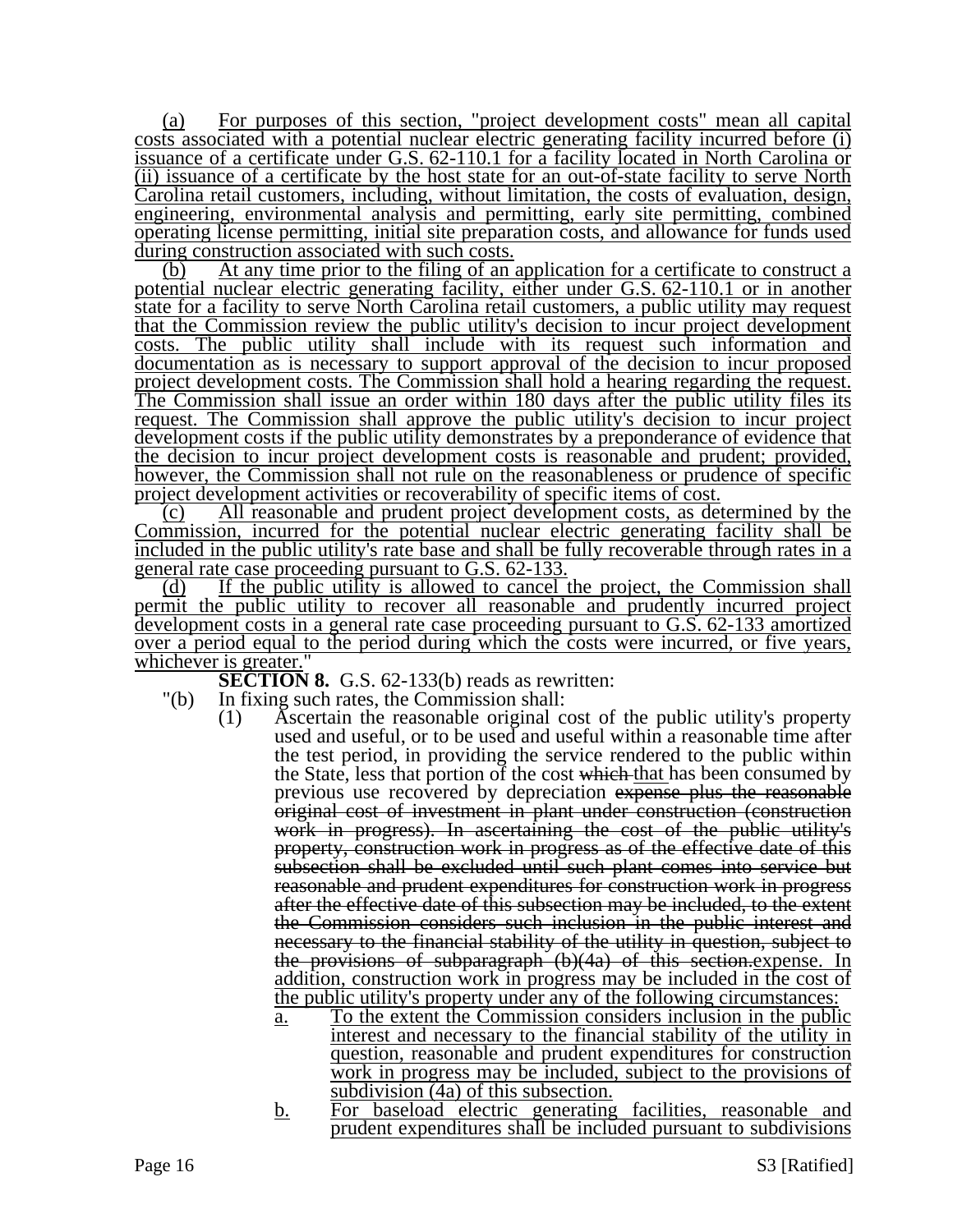(a) For purposes of this section, "project development costs" mean all capital costs associated with a potential nuclear electric generating facility incurred before (i) issuance of a certificate under G.S. 62-110.1 for a facility located in North Carolina or (ii) issuance of a certificate by the host state for an out-of-state facility to serve North Carolina retail customers, including, without limitation, the costs of evaluation, design, engineering, environmental analysis and permitting, early site permitting, combined operating license permitting, initial site preparation costs, and allowance for funds used during construction associated with such costs.

(b) At any time prior to the filing of an application for a certificate to construct a potential nuclear electric generating facility, either under G.S. 62-110.1 or in another state for a facility to serve North Carolina retail customers, a public utility may request that the Commission review the public utility's decision to incur project development costs. The public utility shall include with its request such information and documentation as is necessary to support approval of the decision to incur proposed project development costs. The Commission shall hold a hearing regarding the request. The Commission shall issue an order within 180 days after the public utility files its request. The Commission shall approve the public utility's decision to incur project development costs if the public utility demonstrates by a preponderance of evidence that the decision to incur project development costs is reasonable and prudent; provided, however, the Commission shall not rule on the reasonableness or prudence of specific project development activities or recoverability of specific items of cost.

(c) All reasonable and prudent project development costs, as determined by the Commission, incurred for the potential nuclear electric generating facility shall be included in the public utility's rate base and shall be fully recoverable through rates in a general rate case proceeding pursuant to G.S. 62-133.

(d) If the public utility is allowed to cancel the project, the Commission shall permit the public utility to recover all reasonable and prudently incurred project development costs in a general rate case proceeding pursuant to G.S. 62-133 amortized over a period equal to the period during which the costs were incurred, or five years, whichever is greater."

**SECTION 8.** G.S. 62-133(b) reads as rewritten:

"(b) In fixing such rates, the Commission shall:

(1) Ascertain the reasonable original cost of the public utility's property used and useful, or to be used and useful within a reasonable time after the test period, in providing the service rendered to the public within the State, less that portion of the cost ~~which~~ that has been consumed by previous use recovered by depreciation ~~expense plus the reasonable original cost of investment in plant under construction (construction work in progress). In ascertaining the cost of the public utility's property, construction work in progress as of the effective date of this subsection shall be excluded until such plant comes into service but reasonable and prudent expenditures for construction work in progress after the effective date of this subsection may be included, to the extent the Commission considers such inclusion in the public interest and necessary to the financial stability of the utility in question, subject to the provisions of subparagraph (b)(4a) of this section.~~expense. In addition, construction work in progress may be included in the cost of the public utility's property under any of the following circumstances:

a. To the extent the Commission considers inclusion in the public interest and necessary to the financial stability of the utility in question, reasonable and prudent expenditures for construction work in progress may be included, subject to the provisions of subdivision (4a) of this subsection.

b. For baseload electric generating facilities, reasonable and prudent expenditures shall be included pursuant to subdivisions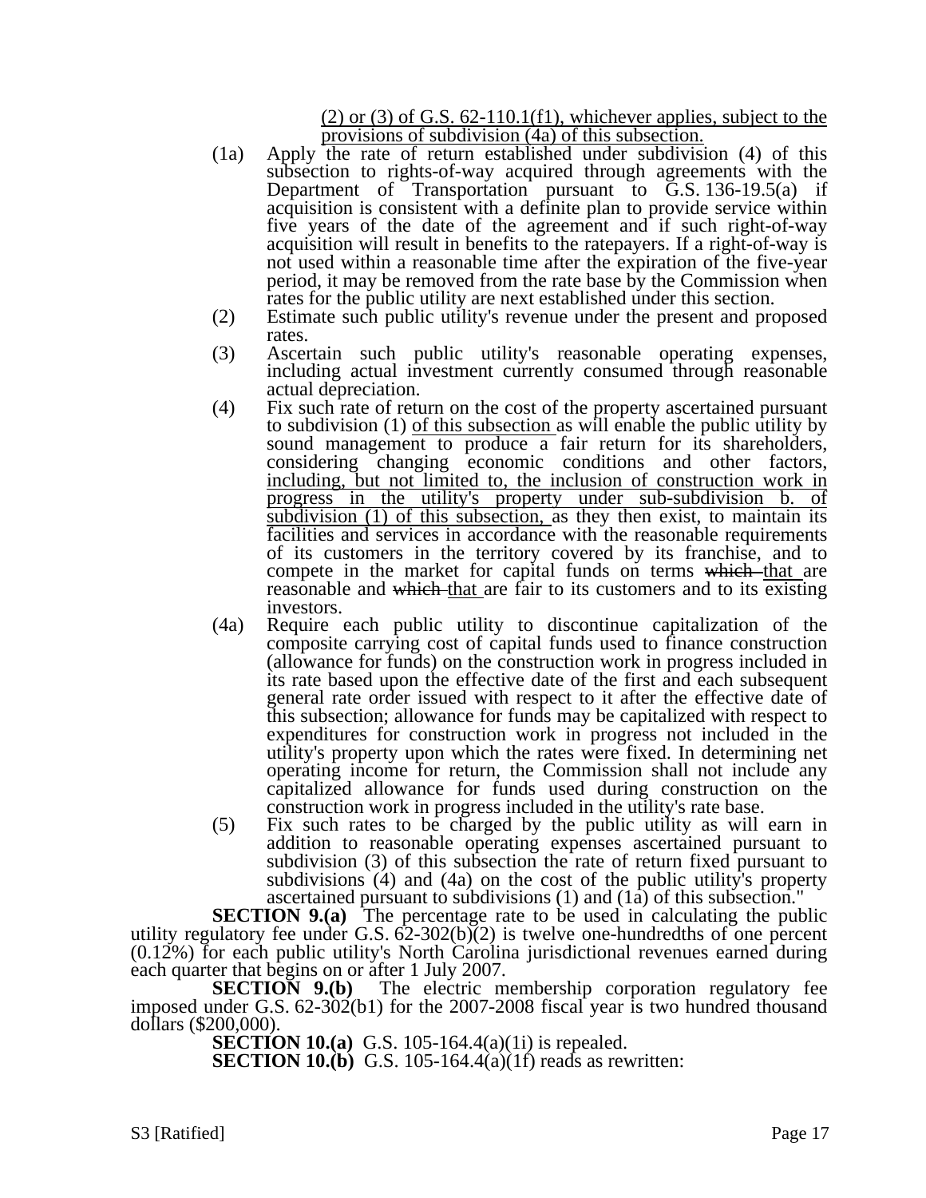(2) or (3) of G.S. 62-110.1(f1), whichever applies, subject to the provisions of subdivision (4a) of this subsection.

(1a) Apply the rate of return established under subdivision (4) of this subsection to rights-of-way acquired through agreements with the Department of Transportation pursuant to G.S. 136-19.5(a) if acquisition is consistent with a definite plan to provide service within five years of the date of the agreement and if such right-of-way acquisition will result in benefits to the ratepayers. If a right-of-way is not used within a reasonable time after the expiration of the five-year period, it may be removed from the rate base by the Commission when rates for the public utility are next established under this section.

(2) Estimate such public utility's revenue under the present and proposed rates.

(3) Ascertain such public utility's reasonable operating expenses, including actual investment currently consumed through reasonable actual depreciation.

(4) Fix such rate of return on the cost of the property ascertained pursuant to subdivision (1) of this subsection as will enable the public utility by sound management to produce a fair return for its shareholders, considering changing economic conditions and other factors, including, but not limited to, the inclusion of construction work in progress in the utility's property under sub-subdivision b. of subdivision (1) of this subsection, as they then exist, to maintain its facilities and services in accordance with the reasonable requirements of its customers in the territory covered by its franchise, and to compete in the market for capital funds on terms ~~which~~ that are reasonable and ~~which~~ that are fair to its customers and to its existing investors.

(4a) Require each public utility to discontinue capitalization of the composite carrying cost of capital funds used to finance construction (allowance for funds) on the construction work in progress included in its rate based upon the effective date of the first and each subsequent general rate order issued with respect to it after the effective date of this subsection; allowance for funds may be capitalized with respect to expenditures for construction work in progress not included in the utility's property upon which the rates were fixed. In determining net operating income for return, the Commission shall not include any capitalized allowance for funds used during construction on the construction work in progress included in the utility's rate base.

(5) Fix such rates to be charged by the public utility as will earn in addition to reasonable operating expenses ascertained pursuant to subdivision (3) of this subsection the rate of return fixed pursuant to subdivisions (4) and (4a) on the cost of the public utility's property ascertained pursuant to subdivisions (1) and (1a) of this subsection."

**SECTION 9.(a)** The percentage rate to be used in calculating the public utility regulatory fee under G.S. 62-302(b)(2) is twelve one-hundredths of one percent (0.12%) for each public utility's North Carolina jurisdictional revenues earned during each quarter that begins on or after 1 July 2007.

**SECTION 9.(b)** The electric membership corporation regulatory fee imposed under G.S. 62-302(b1) for the 2007-2008 fiscal year is two hundred thousand dollars ($200,000).

**SECTION 10.(a)** G.S. 105-164.4(a)(1i) is repealed.

**SECTION 10.(b)** G.S. 105-164.4(a)(1f) reads as rewritten: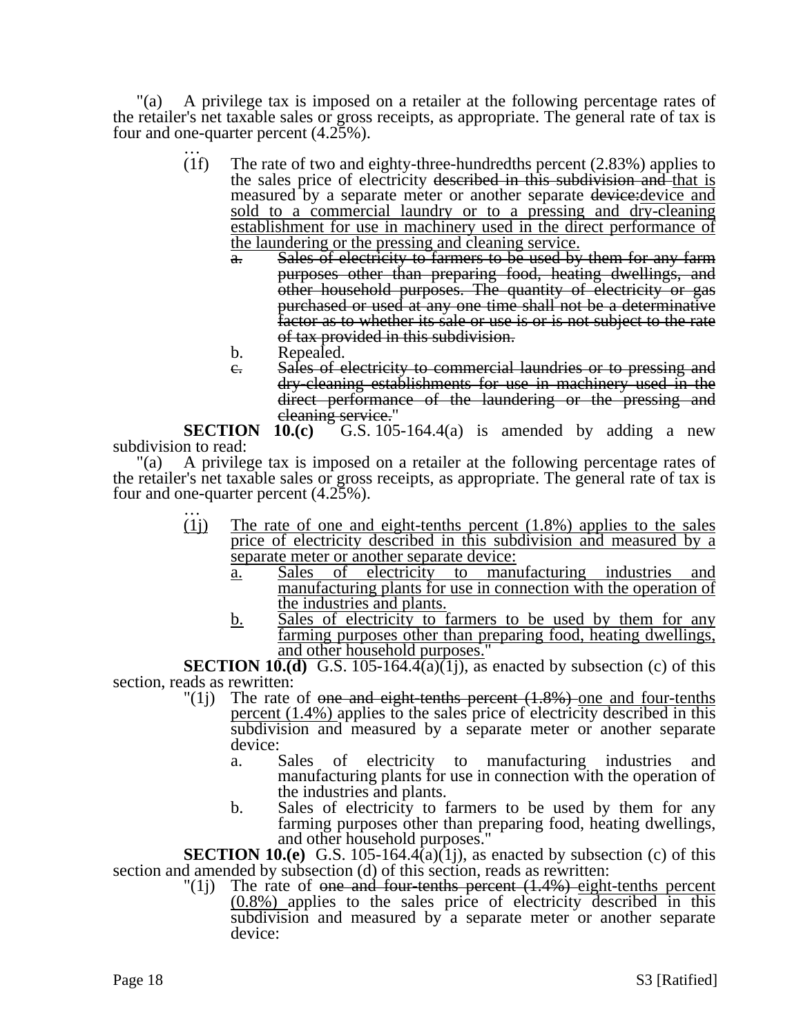"(a) A privilege tax is imposed on a retailer at the following percentage rates of the retailer's net taxable sales or gross receipts, as appropriate. The general rate of tax is four and one-quarter percent (4.25%).

…

(1f) The rate of two and eighty-three-hundredths percent (2.83%) applies to the sales price of electricity ~~described in this subdivision and~~ that is measured by a separate meter or another separate ~~device:~~device and sold to a commercial laundry or to a pressing and dry-cleaning establishment for use in machinery used in the direct performance of the laundering or the pressing and cleaning service.

a. ~~Sales of electricity to farmers to be used by them for any farm purposes other than preparing food, heating dwellings, and other household purposes. The quantity of electricity or gas purchased or used at any one time shall not be a determinative factor as to whether its sale or use is or is not subject to the rate of tax provided in this subdivision.~~

b. Repealed.

c. ~~Sales of electricity to commercial laundries or to pressing and dry-cleaning establishments for use in machinery used in the direct performance of the laundering or the pressing and cleaning service.~~"

**SECTION 10.(c)** G.S. 105-164.4(a) is amended by adding a new subdivision to read:

"(a) A privilege tax is imposed on a retailer at the following percentage rates of the retailer's net taxable sales or gross receipts, as appropriate. The general rate of tax is four and one-quarter percent (4.25%).

…

(1j) The rate of one and eight-tenths percent (1.8%) applies to the sales price of electricity described in this subdivision and measured by a separate meter or another separate device:

a. Sales of electricity to manufacturing industries and manufacturing plants for use in connection with the operation of the industries and plants.

b. Sales of electricity to farmers to be used by them for any farming purposes other than preparing food, heating dwellings, and other household purposes."

**SECTION 10.(d)** G.S. 105-164.4(a)(1j), as enacted by subsection (c) of this section, reads as rewritten:

"(1j) The rate of ~~one and eight-tenths percent (1.8%)~~ one and four-tenths percent (1.4%) applies to the sales price of electricity described in this subdivision and measured by a separate meter or another separate device:

a. Sales of electricity to manufacturing industries and manufacturing plants for use in connection with the operation of the industries and plants.

b. Sales of electricity to farmers to be used by them for any farming purposes other than preparing food, heating dwellings, and other household purposes."

**SECTION 10.(e)** G.S. 105-164.4(a)(1j), as enacted by subsection (c) of this section and amended by subsection (d) of this section, reads as rewritten:

"(1j) The rate of ~~one and four-tenths percent (1.4%)~~ eight-tenths percent (0.8%) applies to the sales price of electricity described in this subdivision and measured by a separate meter or another separate device: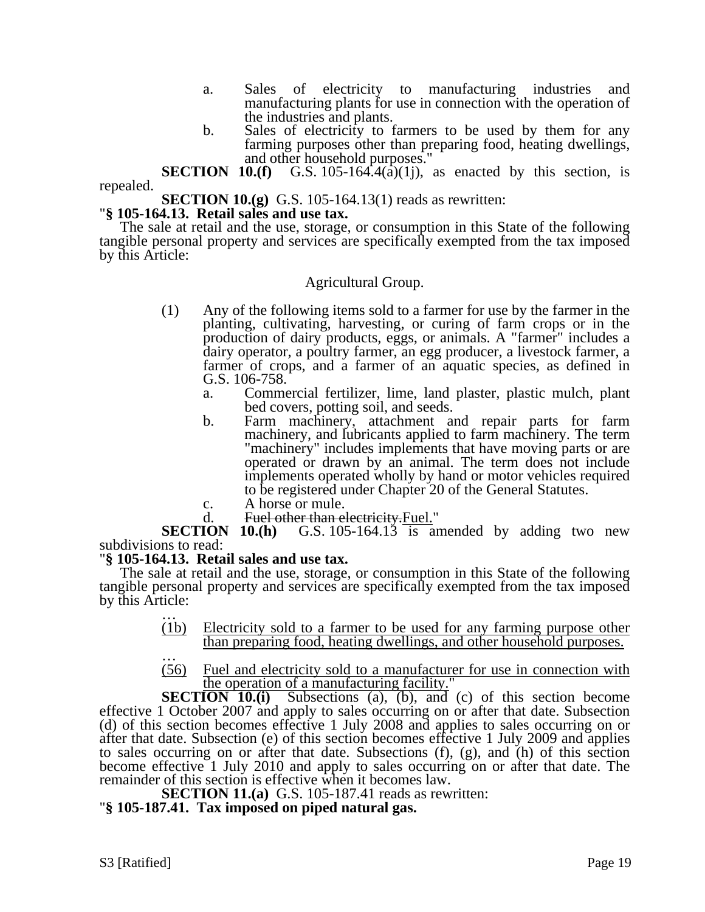a. Sales of electricity to manufacturing industries and manufacturing plants for use in connection with the operation of the industries and plants.

b. Sales of electricity to farmers to be used by them for any farming purposes other than preparing food, heating dwellings, and other household purposes."

**SECTION 10.(f)** G.S. 105-164.4(a)(1j), as enacted by this section, is repealed.

**SECTION 10.(g)** G.S. 105-164.13(1) reads as rewritten:

"**§ 105-164.13. Retail sales and use tax.**

The sale at retail and the use, storage, or consumption in this State of the following tangible personal property and services are specifically exempted from the tax imposed by this Article:

Agricultural Group.

(1) Any of the following items sold to a farmer for use by the farmer in the planting, cultivating, harvesting, or curing of farm crops or in the production of dairy products, eggs, or animals. A "farmer" includes a dairy operator, a poultry farmer, an egg producer, a livestock farmer, a farmer of crops, and a farmer of an aquatic species, as defined in G.S. 106-758.

a. Commercial fertilizer, lime, land plaster, plastic mulch, plant bed covers, potting soil, and seeds.

b. Farm machinery, attachment and repair parts for farm machinery, and lubricants applied to farm machinery. The term "machinery" includes implements that have moving parts or are operated or drawn by an animal. The term does not include implements operated wholly by hand or motor vehicles required to be registered under Chapter 20 of the General Statutes.

c. A horse or mule.

d. ~~Fuel other than electricity.~~<u>Fuel.</u>"

**SECTION 10.(h)** G.S. 105-164.13 is amended by adding two new subdivisions to read:

"**§ 105-164.13. Retail sales and use tax.**

The sale at retail and the use, storage, or consumption in this State of the following tangible personal property and services are specifically exempted from the tax imposed by this Article:

…

<u>(1b) Electricity sold to a farmer to be used for any farming purpose other than preparing food, heating dwellings, and other household purposes.</u>

…

<u>(56) Fuel and electricity sold to a manufacturer for use in connection with the operation of a manufacturing facility.</u>"

**SECTION 10.(i)** Subsections (a), (b), and (c) of this section become effective 1 October 2007 and apply to sales occurring on or after that date. Subsection (d) of this section becomes effective 1 July 2008 and applies to sales occurring on or after that date. Subsection (e) of this section becomes effective 1 July 2009 and applies to sales occurring on or after that date. Subsections (f), (g), and (h) of this section become effective 1 July 2010 and apply to sales occurring on or after that date. The remainder of this section is effective when it becomes law.

**SECTION 11.(a)** G.S. 105-187.41 reads as rewritten:

"**§ 105-187.41. Tax imposed on piped natural gas.**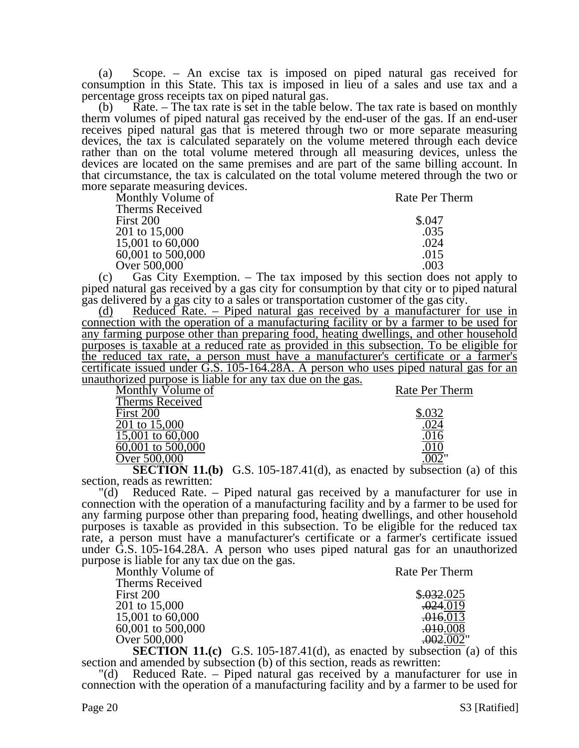(a) Scope. – An excise tax is imposed on piped natural gas received for consumption in this State. This tax is imposed in lieu of a sales and use tax and a percentage gross receipts tax on piped natural gas.

(b) Rate. – The tax rate is set in the table below. The tax rate is based on monthly therm volumes of piped natural gas received by the end-user of the gas. If an end-user receives piped natural gas that is metered through two or more separate measuring devices, the tax is calculated separately on the volume metered through each device rather than on the total volume metered through all measuring devices, unless the devices are located on the same premises and are part of the same billing account. In that circumstance, the tax is calculated on the total volume metered through the two or more separate measuring devices.

| Monthly Volume of Therms Received | Rate Per Therm |
|---|---|
| First 200 | $.047 |
| 201 to 15,000 | .035 |
| 15,001 to 60,000 | .024 |
| 60,001 to 500,000 | .015 |
| Over 500,000 | .003 |

(c) Gas City Exemption. – The tax imposed by this section does not apply to piped natural gas received by a gas city for consumption by that city or to piped natural gas delivered by a gas city to a sales or transportation customer of the gas city.

<u>(d) Reduced Rate. – Piped natural gas received by a manufacturer for use in connection with the operation of a manufacturing facility or by a farmer to be used for any farming purpose other than preparing food, heating dwellings, and other household purposes is taxable at a reduced rate as provided in this subsection. To be eligible for the reduced tax rate, a person must have a manufacturer's certificate or a farmer's certificate issued under G.S. 105-164.28A. A person who uses piped natural gas for an unauthorized purpose is liable for any tax due on the gas.</u>

| <u>Monthly Volume of Therms Received</u> | <u>Rate Per Therm</u> |
|---|---|
| <u>First 200</u> | <u>$.032</u> |
| <u>201 to 15,000</u> | <u>.024</u> |
| <u>15,001 to 60,000</u> | <u>.016</u> |
| <u>60,001 to 500,000</u> | <u>.010</u> |
| <u>Over 500,000</u> | <u>.002</u>" |

**SECTION 11.(b)** G.S. 105-187.41(d), as enacted by subsection (a) of this section, reads as rewritten:

"(d) Reduced Rate. – Piped natural gas received by a manufacturer for use in connection with the operation of a manufacturing facility and by a farmer to be used for any farming purpose other than preparing food, heating dwellings, and other household purposes is taxable as provided in this subsection. To be eligible for the reduced tax rate, a person must have a manufacturer's certificate or a farmer's certificate issued under G.S. 105-164.28A. A person who uses piped natural gas for an unauthorized purpose is liable for any tax due on the gas.

| Monthly Volume of Therms Received | Rate Per Therm |
|---|---|
| First 200 | $~~.032~~<u>.025</u> |
| 201 to 15,000 | ~~.024~~<u>.019</u> |
| 15,001 to 60,000 | ~~.016~~<u>.013</u> |
| 60,001 to 500,000 | ~~.010~~<u>.008</u> |
| Over 500,000 | ~~.002~~<u>.002</u>" |

**SECTION 11.(c)** G.S. 105-187.41(d), as enacted by subsection (a) of this section and amended by subsection (b) of this section, reads as rewritten:

"(d) Reduced Rate. – Piped natural gas received by a manufacturer for use in connection with the operation of a manufacturing facility and by a farmer to be used for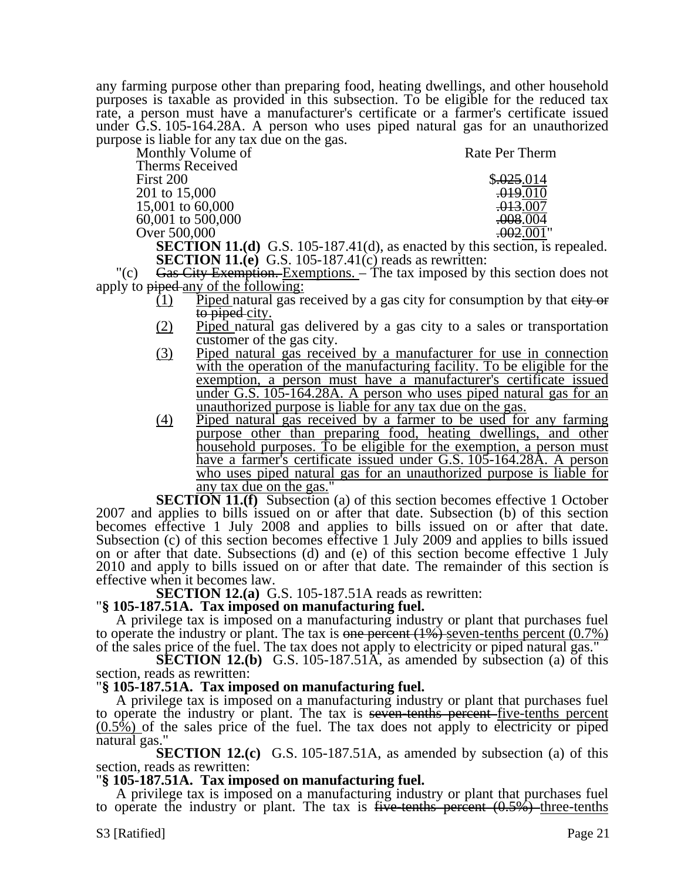any farming purpose other than preparing food, heating dwellings, and other household purposes is taxable as provided in this subsection. To be eligible for the reduced tax rate, a person must have a manufacturer's certificate or a farmer's certificate issued under G.S. 105-164.28A. A person who uses piped natural gas for an unauthorized purpose is liable for any tax due on the gas.

| Monthly Volume of Therms Received | Rate Per Therm |
|---|---|
| First 200 | $~~.025~~.014 |
| 201 to 15,000 | ~~.019~~.010 |
| 15,001 to 60,000 | ~~.013~~.007 |
| 60,001 to 500,000 | ~~.008~~.004 |
| Over 500,000 | ~~.002~~.001" |

**SECTION 11.(d)** G.S. 105-187.41(d), as enacted by this section, is repealed.

**SECTION 11.(e)** G.S. 105-187.41(c) reads as rewritten:

"(c) ~~Gas City Exemption.~~ Exemptions. – The tax imposed by this section does not apply to ~~piped~~ any of the following:

(1) Piped natural gas received by a gas city for consumption by that ~~city or to piped~~ city.

(2) Piped natural gas delivered by a gas city to a sales or transportation customer of the gas city.

(3) Piped natural gas received by a manufacturer for use in connection with the operation of the manufacturing facility. To be eligible for the exemption, a person must have a manufacturer's certificate issued under G.S. 105-164.28A. A person who uses piped natural gas for an unauthorized purpose is liable for any tax due on the gas.

(4) Piped natural gas received by a farmer to be used for any farming purpose other than preparing food, heating dwellings, and other household purposes. To be eligible for the exemption, a person must have a farmer's certificate issued under G.S. 105-164.28A. A person who uses piped natural gas for an unauthorized purpose is liable for any tax due on the gas."

**SECTION 11.(f)** Subsection (a) of this section becomes effective 1 October 2007 and applies to bills issued on or after that date. Subsection (b) of this section becomes effective 1 July 2008 and applies to bills issued on or after that date. Subsection (c) of this section becomes effective 1 July 2009 and applies to bills issued on or after that date. Subsections (d) and (e) of this section become effective 1 July 2010 and apply to bills issued on or after that date. The remainder of this section is effective when it becomes law.

**SECTION 12.(a)** G.S. 105-187.51A reads as rewritten:

"**§ 105-187.51A. Tax imposed on manufacturing fuel.**

A privilege tax is imposed on a manufacturing industry or plant that purchases fuel to operate the industry or plant. The tax is ~~one percent (1%)~~ seven-tenths percent (0.7%) of the sales price of the fuel. The tax does not apply to electricity or piped natural gas."

**SECTION 12.(b)** G.S. 105-187.51A, as amended by subsection (a) of this section, reads as rewritten:

"**§ 105-187.51A. Tax imposed on manufacturing fuel.**

A privilege tax is imposed on a manufacturing industry or plant that purchases fuel to operate the industry or plant. The tax is ~~seven-tenths percent~~ five-tenths percent (0.5%) of the sales price of the fuel. The tax does not apply to electricity or piped natural gas."

**SECTION 12.(c)** G.S. 105-187.51A, as amended by subsection (a) of this section, reads as rewritten:

"**§ 105-187.51A. Tax imposed on manufacturing fuel.**

A privilege tax is imposed on a manufacturing industry or plant that purchases fuel to operate the industry or plant. The tax is ~~five-tenths percent (0.5%)~~ three-tenths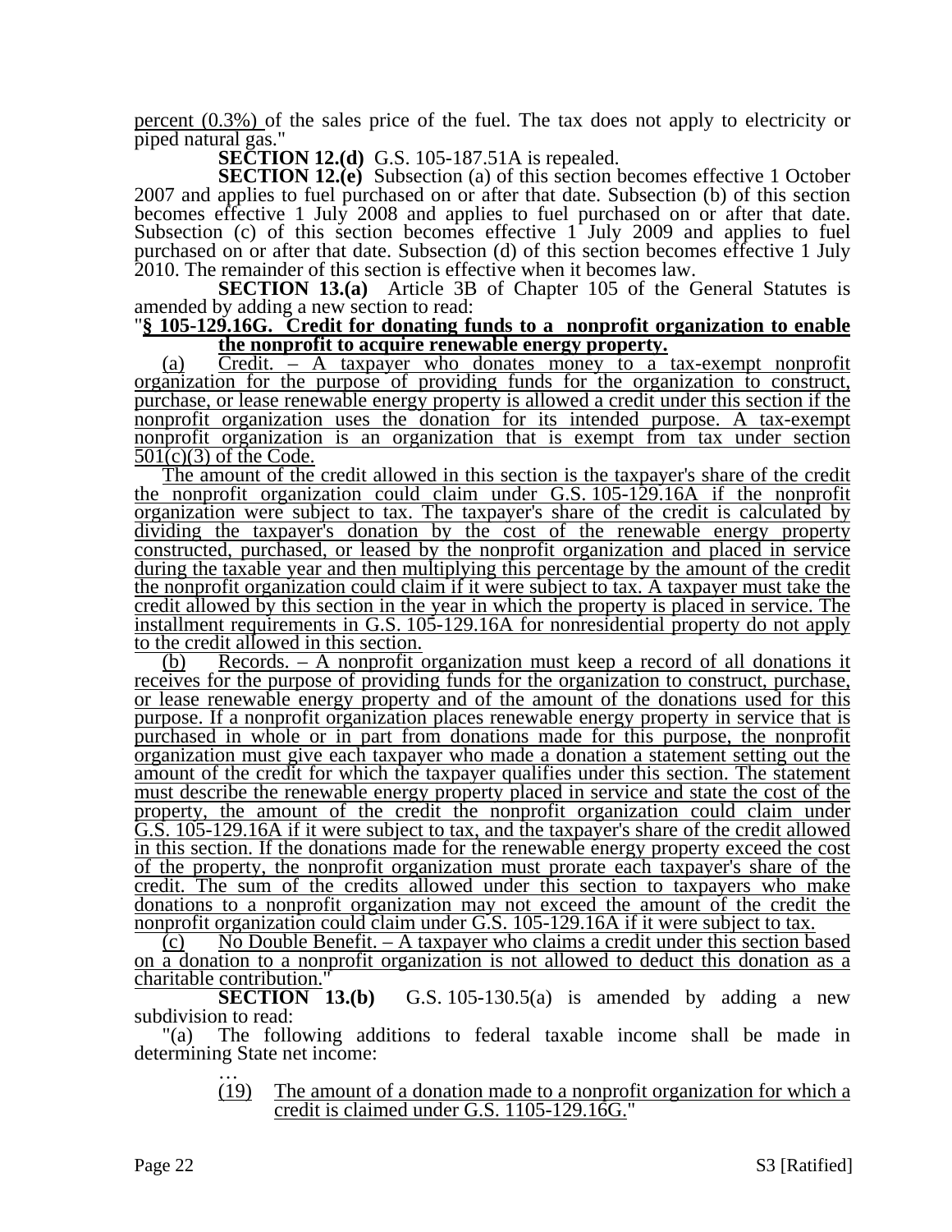percent (0.3%) of the sales price of the fuel. The tax does not apply to electricity or piped natural gas."

**SECTION 12.(d)** G.S. 105-187.51A is repealed.

**SECTION 12.(e)** Subsection (a) of this section becomes effective 1 October 2007 and applies to fuel purchased on or after that date. Subsection (b) of this section becomes effective 1 July 2008 and applies to fuel purchased on or after that date. Subsection (c) of this section becomes effective 1 July 2009 and applies to fuel purchased on or after that date. Subsection (d) of this section becomes effective 1 July 2010. The remainder of this section is effective when it becomes law.

**SECTION 13.(a)** Article 3B of Chapter 105 of the General Statutes is amended by adding a new section to read:

"**§ 105-129.16G. Credit for donating funds to a nonprofit organization to enable the nonprofit to acquire renewable energy property.**

(a) Credit. – A taxpayer who donates money to a tax-exempt nonprofit organization for the purpose of providing funds for the organization to construct, purchase, or lease renewable energy property is allowed a credit under this section if the nonprofit organization uses the donation for its intended purpose. A tax-exempt nonprofit organization is an organization that is exempt from tax under section 501(c)(3) of the Code.

The amount of the credit allowed in this section is the taxpayer's share of the credit the nonprofit organization could claim under G.S. 105-129.16A if the nonprofit organization were subject to tax. The taxpayer's share of the credit is calculated by dividing the taxpayer's donation by the cost of the renewable energy property constructed, purchased, or leased by the nonprofit organization and placed in service during the taxable year and then multiplying this percentage by the amount of the credit the nonprofit organization could claim if it were subject to tax. A taxpayer must take the credit allowed by this section in the year in which the property is placed in service. The installment requirements in G.S. 105-129.16A for nonresidential property do not apply to the credit allowed in this section.

(b) Records. – A nonprofit organization must keep a record of all donations it receives for the purpose of providing funds for the organization to construct, purchase, or lease renewable energy property and of the amount of the donations used for this purpose. If a nonprofit organization places renewable energy property in service that is purchased in whole or in part from donations made for this purpose, the nonprofit organization must give each taxpayer who made a donation a statement setting out the amount of the credit for which the taxpayer qualifies under this section. The statement must describe the renewable energy property placed in service and state the cost of the property, the amount of the credit the nonprofit organization could claim under G.S. 105-129.16A if it were subject to tax, and the taxpayer's share of the credit allowed in this section. If the donations made for the renewable energy property exceed the cost of the property, the nonprofit organization must prorate each taxpayer's share of the credit. The sum of the credits allowed under this section to taxpayers who make donations to a nonprofit organization may not exceed the amount of the credit the nonprofit organization could claim under G.S. 105-129.16A if it were subject to tax.

(c) No Double Benefit. – A taxpayer who claims a credit under this section based on a donation to a nonprofit organization is not allowed to deduct this donation as a charitable contribution."

**SECTION 13.(b)** G.S. 105-130.5(a) is amended by adding a new subdivision to read:

"(a) The following additions to federal taxable income shall be made in determining State net income:

…

(19) The amount of a donation made to a nonprofit organization for which a credit is claimed under G.S. 1105-129.16G."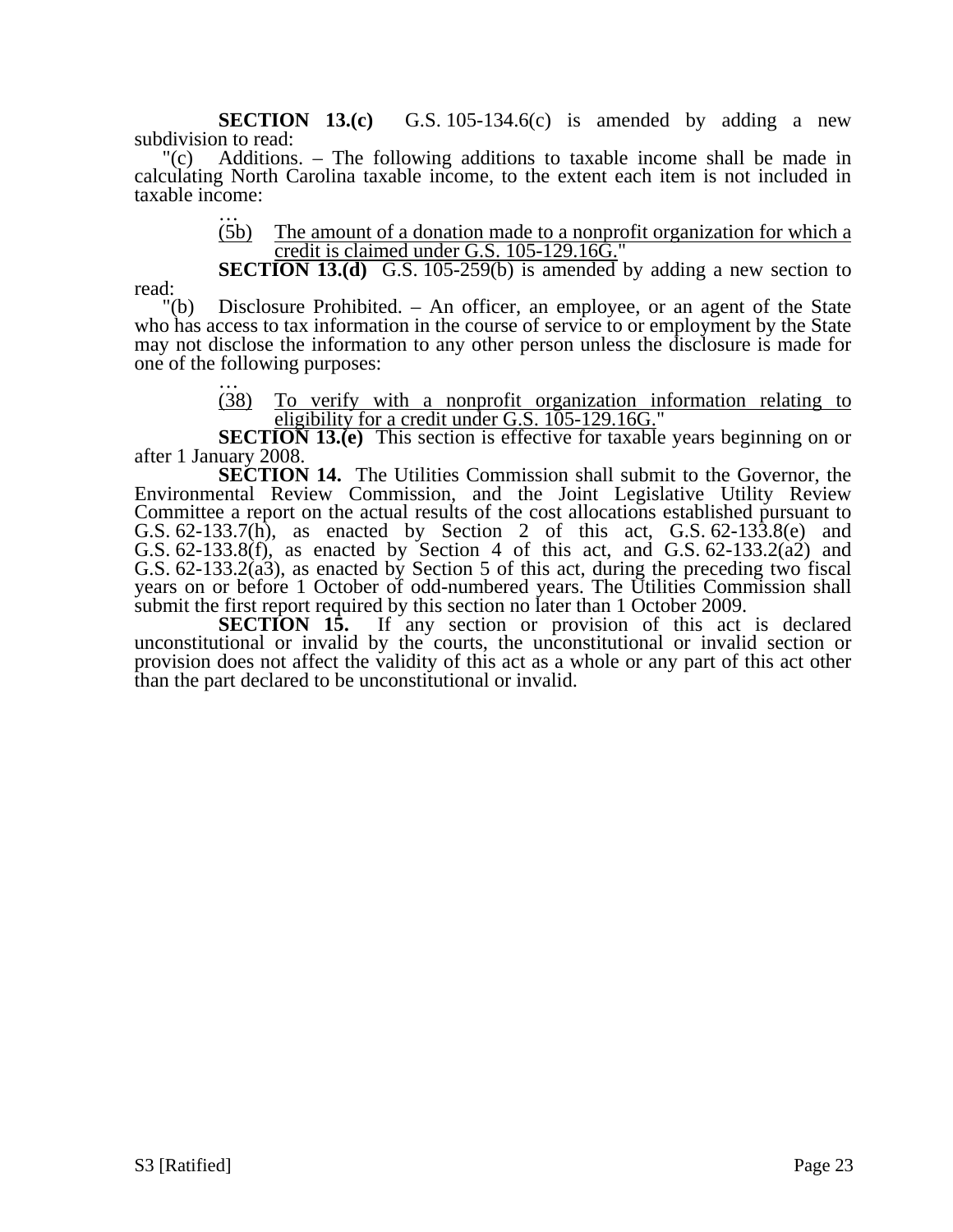**SECTION 13.(c)** G.S. 105-134.6(c) is amended by adding a new subdivision to read:

"(c) Additions. – The following additions to taxable income shall be made in calculating North Carolina taxable income, to the extent each item is not included in taxable income:

…

(5b) The amount of a donation made to a nonprofit organization for which a credit is claimed under G.S. 105-129.16G."

**SECTION 13.(d)** G.S. 105-259(b) is amended by adding a new section to read:

"(b) Disclosure Prohibited. – An officer, an employee, or an agent of the State who has access to tax information in the course of service to or employment by the State may not disclose the information to any other person unless the disclosure is made for one of the following purposes:

…

(38) To verify with a nonprofit organization information relating to eligibility for a credit under G.S. 105-129.16G."

**SECTION 13.(e)** This section is effective for taxable years beginning on or after 1 January 2008.

**SECTION 14.** The Utilities Commission shall submit to the Governor, the Environmental Review Commission, and the Joint Legislative Utility Review Committee a report on the actual results of the cost allocations established pursuant to G.S. 62-133.7(h), as enacted by Section 2 of this act, G.S. 62-133.8(e) and G.S. 62-133.8(f), as enacted by Section 4 of this act, and G.S. 62-133.2(a2) and G.S. 62-133.2(a3), as enacted by Section 5 of this act, during the preceding two fiscal years on or before 1 October of odd-numbered years. The Utilities Commission shall submit the first report required by this section no later than 1 October 2009.

**SECTION 15.** If any section or provision of this act is declared unconstitutional or invalid by the courts, the unconstitutional or invalid section or provision does not affect the validity of this act as a whole or any part of this act other than the part declared to be unconstitutional or invalid.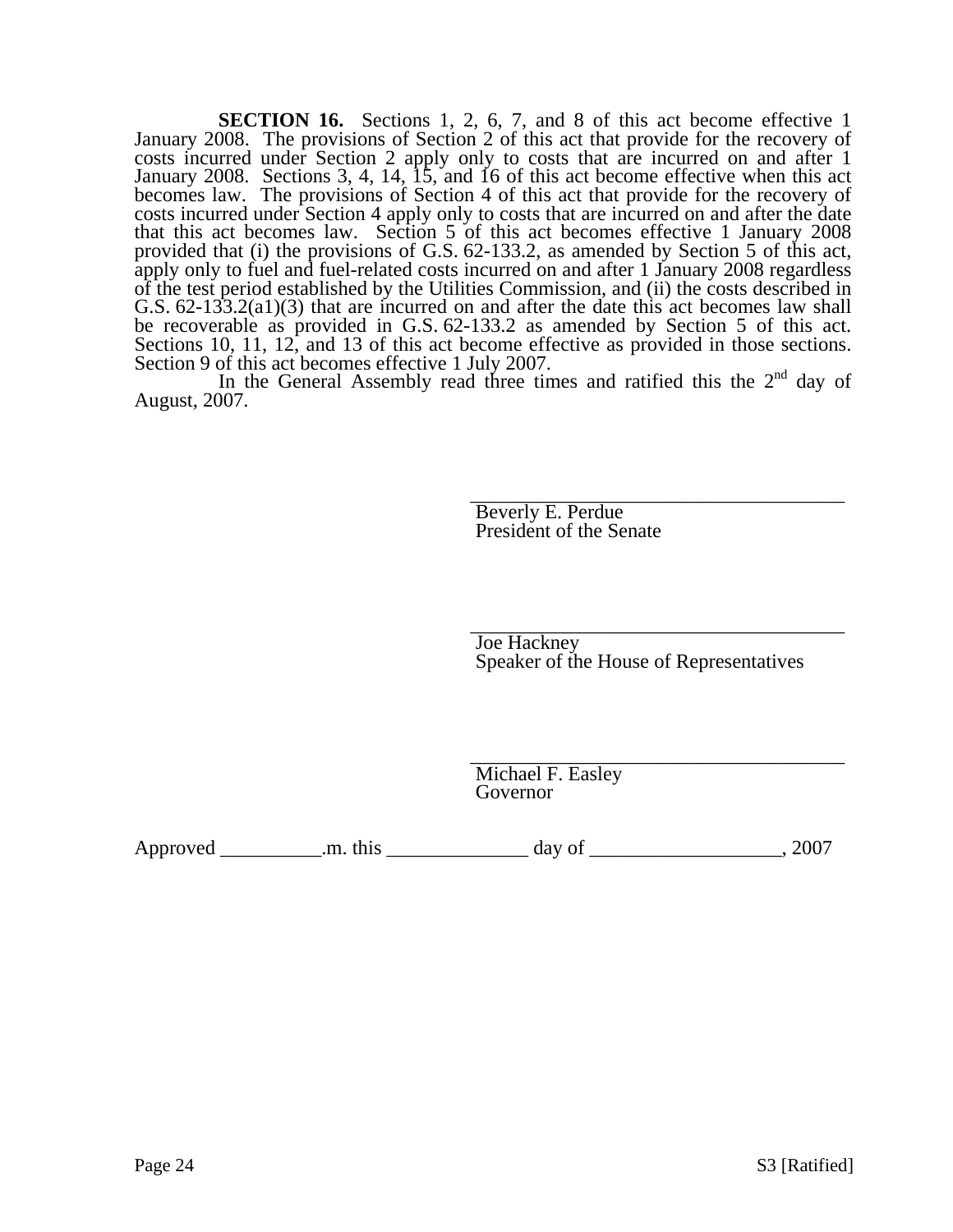**SECTION 16.** Sections 1, 2, 6, 7, and 8 of this act become effective 1 January 2008. The provisions of Section 2 of this act that provide for the recovery of costs incurred under Section 2 apply only to costs that are incurred on and after 1 January 2008. Sections 3, 4, 14, 15, and 16 of this act become effective when this act becomes law. The provisions of Section 4 of this act that provide for the recovery of costs incurred under Section 4 apply only to costs that are incurred on and after the date that this act becomes law. Section 5 of this act becomes effective 1 January 2008 provided that (i) the provisions of G.S. 62-133.2, as amended by Section 5 of this act, apply only to fuel and fuel-related costs incurred on and after 1 January 2008 regardless of the test period established by the Utilities Commission, and (ii) the costs described in G.S. 62-133.2(a1)(3) that are incurred on and after the date this act becomes law shall be recoverable as provided in G.S. 62-133.2 as amended by Section 5 of this act. Sections 10, 11, 12, and 13 of this act become effective as provided in those sections. Section 9 of this act becomes effective 1 July 2007.

In the General Assembly read three times and ratified this the 2nd day of August, 2007.

\_\_\_\_\_\_\_\_\_\_\_\_\_\_\_\_\_\_\_\_\_\_\_\_\_\_\_\_\_\_\_\_\_\_\_\_

Beverly E. Perdue
President of the Senate

\_\_\_\_\_\_\_\_\_\_\_\_\_\_\_\_\_\_\_\_\_\_\_\_\_\_\_\_\_\_\_\_\_\_\_\_

Joe Hackney
Speaker of the House of Representatives

\_\_\_\_\_\_\_\_\_\_\_\_\_\_\_\_\_\_\_\_\_\_\_\_\_\_\_\_\_\_\_\_\_\_\_\_

Michael F. Easley
Governor

Approved \_\_\_\_\_\_\_\_\_\_.m. this \_\_\_\_\_\_\_\_\_\_\_\_\_\_ day of \_\_\_\_\_\_\_\_\_\_\_\_\_\_\_\_\_\_\_, 2007